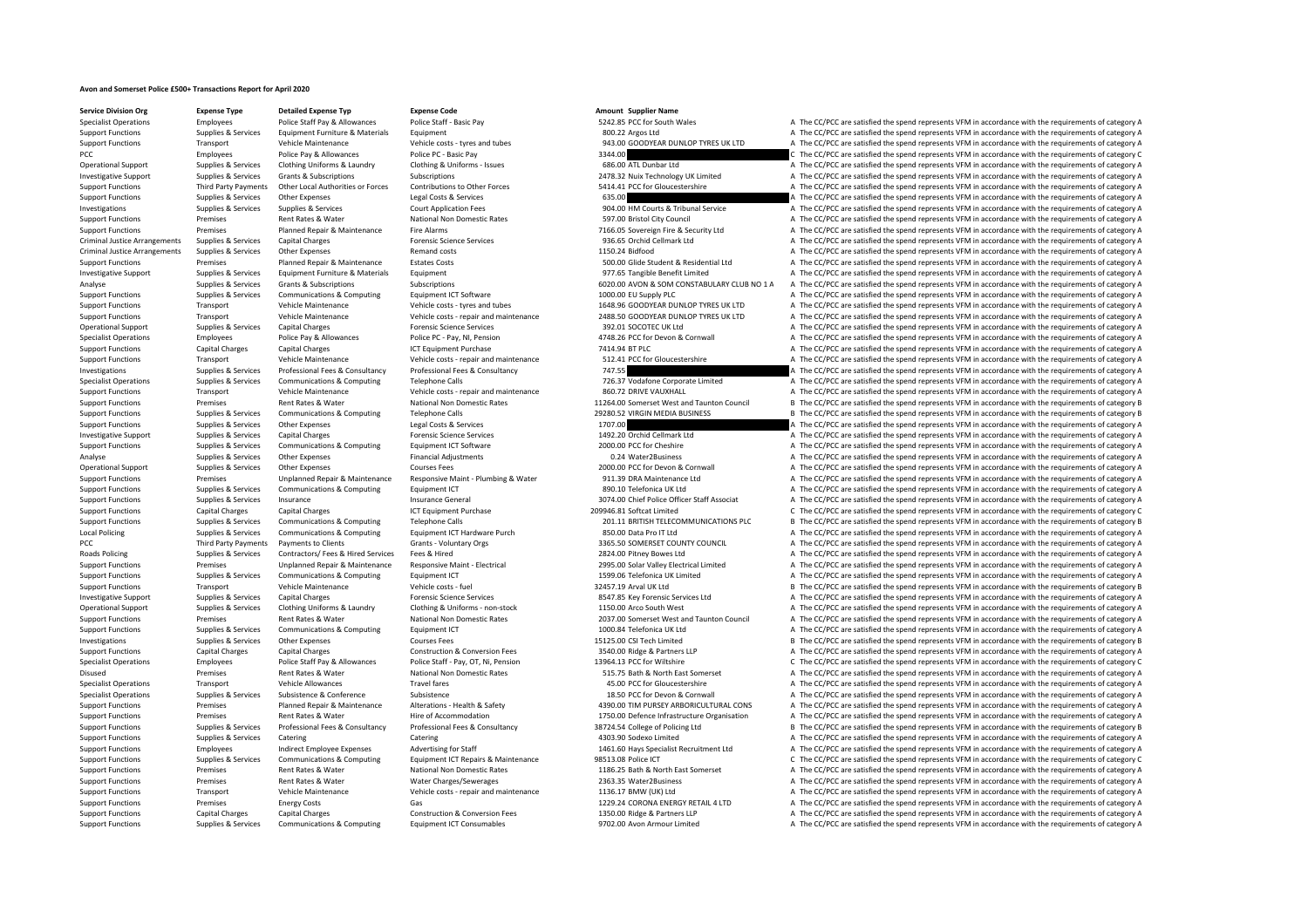# Avon and Somerset Police £500+ Transactions Report for April 2020

| Service Division Org | Expense Type | Detailed Expense Typ | Expense Code | Amount | Supplier Name | |
|---|---|---|---|---|---|---|
| Specialist Operations | Employees | Police Staff Pay & Allowances | Police Staff - Basic Pay | 5242.85 | PCC for South Wales | A The CC/PCC are satisfied the spend represents VFM in accordance with the requirements of category A |
| Support Functions | Supplies & Services | Equipment Furniture & Materials | Equipment | 800.22 | Argos Ltd | A The CC/PCC are satisfied the spend represents VFM in accordance with the requirements of category A |
| Support Functions | Transport | Vehicle Maintenance | Vehicle costs - tyres and tubes | 943.00 | GOODYEAR DUNLOP TYRES UK LTD | A The CC/PCC are satisfied the spend represents VFM in accordance with the requirements of category A |
| PCC | Employees | Police Pay & Allowances | Police PC - Basic Pay | 3344.00 | | C The CC/PCC are satisfied the spend represents VFM in accordance with the requirements of category C |
| Operational Support | Supplies & Services | Clothing Uniforms & Laundry | Clothing & Uniforms - Issues | 686.00 | ATL Dunbar Ltd | A The CC/PCC are satisfied the spend represents VFM in accordance with the requirements of category A |
| Investigative Support | Supplies & Services | Grants & Subscriptions | Subscriptions | 2478.32 | Nuix Technology UK Limited | A The CC/PCC are satisfied the spend represents VFM in accordance with the requirements of category A |
| Support Functions | Third Party Payments | Other Local Authorities or Forces | Contributions to Other Forces | 5414.41 | PCC for Gloucestershire | A The CC/PCC are satisfied the spend represents VFM in accordance with the requirements of category A |
| Support Functions | Supplies & Services | Other Expenses | Legal Costs & Services | 635.00 | | A The CC/PCC are satisfied the spend represents VFM in accordance with the requirements of category A |
| Investigations | Supplies & Services | Supplies & Services | Court Application Fees | 904.00 | HM Courts & Tribunal Service | A The CC/PCC are satisfied the spend represents VFM in accordance with the requirements of category A |
| Support Functions | Premises | Rent Rates & Water | National Non Domestic Rates | 597.00 | Bristol City Council | A The CC/PCC are satisfied the spend represents VFM in accordance with the requirements of category A |
| Support Functions | Premises | Planned Repair & Maintenance | Fire Alarms | 7166.05 | Sovereign Fire & Security Ltd | A The CC/PCC are satisfied the spend represents VFM in accordance with the requirements of category A |
| Criminal Justice Arrangements | Supplies & Services | Capital Charges | Forensic Science Services | 936.65 | Orchid Cellmark Ltd | A The CC/PCC are satisfied the spend represents VFM in accordance with the requirements of category A |
| Criminal Justice Arrangements | Supplies & Services | Other Expenses | Remand costs | 1150.24 | Bidfood | A The CC/PCC are satisfied the spend represents VFM in accordance with the requirements of category A |
| Support Functions | Premises | Planned Repair & Maintenance | Estates Costs | 500.00 | Glide Student & Residential Ltd | A The CC/PCC are satisfied the spend represents VFM in accordance with the requirements of category A |
| Investigative Support | Supplies & Services | Equipment Furniture & Materials | Equipment | 977.65 | Tangible Benefit Limited | A The CC/PCC are satisfied the spend represents VFM in accordance with the requirements of category A |
| Analyse | Supplies & Services | Grants & Subscriptions | Subscriptions | 6020.00 | AVON & SOM CONSTABULARY CLUB NO 1 A | A The CC/PCC are satisfied the spend represents VFM in accordance with the requirements of category A |
| Support Functions | Supplies & Services | Communications & Computing | Equipment ICT Software | 1000.00 | EU Supply PLC | A The CC/PCC are satisfied the spend represents VFM in accordance with the requirements of category A |
| Support Functions | Transport | Vehicle Maintenance | Vehicle costs - tyres and tubes | 1648.96 | GOODYEAR DUNLOP TYRES UK LTD | A The CC/PCC are satisfied the spend represents VFM in accordance with the requirements of category A |
| Support Functions | Transport | Vehicle Maintenance | Vehicle costs - repair and maintenance | 2488.50 | GOODYEAR DUNLOP TYRES UK LTD | A The CC/PCC are satisfied the spend represents VFM in accordance with the requirements of category A |
| Operational Support | Supplies & Services | Capital Charges | Forensic Science Services | 392.01 | SOCOTEC UK Ltd | A The CC/PCC are satisfied the spend represents VFM in accordance with the requirements of category A |
| Specialist Operations | Employees | Police Pay & Allowances | Police PC - Pay, NI, Pension | 4748.26 | PCC for Devon & Cornwall | A The CC/PCC are satisfied the spend represents VFM in accordance with the requirements of category A |
| Support Functions | Capital Charges | Capital Charges | ICT Equipment Purchase | 7414.94 | BT PLC | A The CC/PCC are satisfied the spend represents VFM in accordance with the requirements of category A |
| Support Functions | Transport | Vehicle Maintenance | Vehicle costs - repair and maintenance | 512.41 | PCC for Gloucestershire | A The CC/PCC are satisfied the spend represents VFM in accordance with the requirements of category A |
| Investigations | Supplies & Services | Professional Fees & Consultancy | Professional Fees & Consultancy | 747.55 | | A The CC/PCC are satisfied the spend represents VFM in accordance with the requirements of category A |
| Specialist Operations | Supplies & Services | Communications & Computing | Telephone Calls | 726.37 | Vodafone Corporate Limited | A The CC/PCC are satisfied the spend represents VFM in accordance with the requirements of category A |
| Support Functions | Transport | Vehicle Maintenance | Vehicle costs - repair and maintenance | 860.72 | DRIVE VAUXHALL | A The CC/PCC are satisfied the spend represents VFM in accordance with the requirements of category A |
| Support Functions | Premises | Rent Rates & Water | National Non Domestic Rates | 11264.00 | Somerset West and Taunton Council | B The CC/PCC are satisfied the spend represents VFM in accordance with the requirements of category B |
| Support Functions | Supplies & Services | Communications & Computing | Telephone Calls | 29280.52 | VIRGIN MEDIA BUSINESS | B The CC/PCC are satisfied the spend represents VFM in accordance with the requirements of category B |
| Support Functions | Supplies & Services | Other Expenses | Legal Costs & Services | 1707.00 | | A The CC/PCC are satisfied the spend represents VFM in accordance with the requirements of category A |
| Investigative Support | Supplies & Services | Capital Charges | Forensic Science Services | 1492.20 | Orchid Cellmark Ltd | A The CC/PCC are satisfied the spend represents VFM in accordance with the requirements of category A |
| Support Functions | Supplies & Services | Communications & Computing | Equipment ICT Software | 2000.00 | PCC for Cheshire | A The CC/PCC are satisfied the spend represents VFM in accordance with the requirements of category A |
| Analyse | Supplies & Services | Other Expenses | Financial Adjustments | 0.24 | Water2Business | A The CC/PCC are satisfied the spend represents VFM in accordance with the requirements of category A |
| Operational Support | Supplies & Services | Other Expenses | Courses Fees | 2000.00 | PCC for Devon & Cornwall | A The CC/PCC are satisfied the spend represents VFM in accordance with the requirements of category A |
| Support Functions | Premises | Unplanned Repair & Maintenance | Responsive Maint - Plumbing & Water | 911.39 | DRA Maintenance Ltd | A The CC/PCC are satisfied the spend represents VFM in accordance with the requirements of category A |
| Support Functions | Supplies & Services | Communications & Computing | Equipment ICT | 890.10 | Telefonica UK Ltd | A The CC/PCC are satisfied the spend represents VFM in accordance with the requirements of category A |
| Support Functions | Supplies & Services | Insurance | Insurance General | 3074.00 | Chief Police Officer Staff Associat | A The CC/PCC are satisfied the spend represents VFM in accordance with the requirements of category A |
| Support Functions | Capital Charges | Capital Charges | ICT Equipment Purchase | 209946.81 | Softcat Limited | C The CC/PCC are satisfied the spend represents VFM in accordance with the requirements of category C |
| Support Functions | Supplies & Services | Communications & Computing | Telephone Calls | 201.11 | BRITISH TELECOMMUNICATIONS PLC | B The CC/PCC are satisfied the spend represents VFM in accordance with the requirements of category B |
| Local Policing | Supplies & Services | Communications & Computing | Equipment ICT Hardware Purch | 850.00 | Data Pro IT Ltd | A The CC/PCC are satisfied the spend represents VFM in accordance with the requirements of category A |
| PCC | Third Party Payments | Payments to Clients | Grants - Voluntary Orgs | 3365.50 | SOMERSET COUNTY COUNCIL | A The CC/PCC are satisfied the spend represents VFM in accordance with the requirements of category A |
| Roads Policing | Supplies & Services | Contractors/ Fees & Hired Services | Fees & Hired | 2824.00 | Pitney Bowes Ltd | A The CC/PCC are satisfied the spend represents VFM in accordance with the requirements of category A |
| Support Functions | Premises | Unplanned Repair & Maintenance | Responsive Maint - Electrical | 2995.00 | Solar Valley Electrical Limited | A The CC/PCC are satisfied the spend represents VFM in accordance with the requirements of category A |
| Support Functions | Supplies & Services | Communications & Computing | Equipment ICT | 1599.06 | Telefonica UK Limited | A The CC/PCC are satisfied the spend represents VFM in accordance with the requirements of category A |
| Support Functions | Transport | Vehicle Maintenance | Vehicle costs - fuel | 32457.19 | Arval UK Ltd | B The CC/PCC are satisfied the spend represents VFM in accordance with the requirements of category B |
| Investigative Support | Supplies & Services | Capital Charges | Forensic Science Services | 8547.85 | Key Forensic Services Ltd | A The CC/PCC are satisfied the spend represents VFM in accordance with the requirements of category A |
| Operational Support | Supplies & Services | Clothing Uniforms & Laundry | Clothing & Uniforms - non-stock | 1150.00 | Arco South West | A The CC/PCC are satisfied the spend represents VFM in accordance with the requirements of category A |
| Support Functions | Premises | Rent Rates & Water | National Non Domestic Rates | 2037.00 | Somerset West and Taunton Council | A The CC/PCC are satisfied the spend represents VFM in accordance with the requirements of category A |
| Support Functions | Supplies & Services | Communications & Computing | Equipment ICT | 1000.84 | Telefonica UK Ltd | A The CC/PCC are satisfied the spend represents VFM in accordance with the requirements of category A |
| Investigations | Supplies & Services | Other Expenses | Courses Fees | 15125.00 | CSI Tech Limited | B The CC/PCC are satisfied the spend represents VFM in accordance with the requirements of category B |
| Support Functions | Capital Charges | Capital Charges | Construction & Conversion Fees | 3540.00 | Ridge & Partners LLP | A The CC/PCC are satisfied the spend represents VFM in accordance with the requirements of category A |
| Specialist Operations | Employees | Police Staff Pay & Allowances | Police Staff - Pay, OT, NI, Pension | 13964.13 | PCC for Wiltshire | C The CC/PCC are satisfied the spend represents VFM in accordance with the requirements of category C |
| Disused | Premises | Rent Rates & Water | National Non Domestic Rates | 515.75 | Bath & North East Somerset | A The CC/PCC are satisfied the spend represents VFM in accordance with the requirements of category A |
| Specialist Operations | Transport | Vehicle Allowances | Travel fares | 45.00 | PCC for Gloucestershire | A The CC/PCC are satisfied the spend represents VFM in accordance with the requirements of category A |
| Specialist Operations | Supplies & Services | Subsistence & Conference | Subsistence | 18.50 | PCC for Devon & Cornwall | A The CC/PCC are satisfied the spend represents VFM in accordance with the requirements of category A |
| Support Functions | Premises | Planned Repair & Maintenance | Alterations - Health & Safety | 4390.00 | TIM PURSEY ARBORICULTURAL CONS | A The CC/PCC are satisfied the spend represents VFM in accordance with the requirements of category A |
| Support Functions | Premises | Rent Rates & Water | Hire of Accommodation | 1750.00 | Defence Infrastructure Organisation | A The CC/PCC are satisfied the spend represents VFM in accordance with the requirements of category A |
| Support Functions | Supplies & Services | Professional Fees & Consultancy | Professional Fees & Consultancy | 38724.54 | College of Policing Ltd | B The CC/PCC are satisfied the spend represents VFM in accordance with the requirements of category B |
| Support Functions | Supplies & Services | Catering | Catering | 4303.90 | Sodexo Limited | A The CC/PCC are satisfied the spend represents VFM in accordance with the requirements of category A |
| Support Functions | Employees | Indirect Employee Expenses | Advertising for Staff | 1461.60 | Hays Specialist Recruitment Ltd | A The CC/PCC are satisfied the spend represents VFM in accordance with the requirements of category A |
| Support Functions | Supplies & Services | Communications & Computing | Equipment ICT Repairs & Maintenance | 98513.08 | Police ICT | C The CC/PCC are satisfied the spend represents VFM in accordance with the requirements of category C |
| Support Functions | Premises | Rent Rates & Water | National Non Domestic Rates | 1186.25 | Bath & North East Somerset | A The CC/PCC are satisfied the spend represents VFM in accordance with the requirements of category A |
| Support Functions | Premises | Rent Rates & Water | Water Charges/Sewerages | 2363.35 | Water2Business | A The CC/PCC are satisfied the spend represents VFM in accordance with the requirements of category A |
| Support Functions | Transport | Vehicle Maintenance | Vehicle costs - repair and maintenance | 1136.17 | BMW (UK) Ltd | A The CC/PCC are satisfied the spend represents VFM in accordance with the requirements of category A |
| Support Functions | Premises | Energy Costs | Gas | 1229.24 | CORONA ENERGY RETAIL 4 LTD | A The CC/PCC are satisfied the spend represents VFM in accordance with the requirements of category A |
| Support Functions | Capital Charges | Capital Charges | Construction & Conversion Fees | 1350.00 | Ridge & Partners LLP | A The CC/PCC are satisfied the spend represents VFM in accordance with the requirements of category A |
| Support Functions | Supplies & Services | Communications & Computing | Equipment ICT Consumables | 9702.00 | Avon Armour Limited | A The CC/PCC are satisfied the spend represents VFM in accordance with the requirements of category A |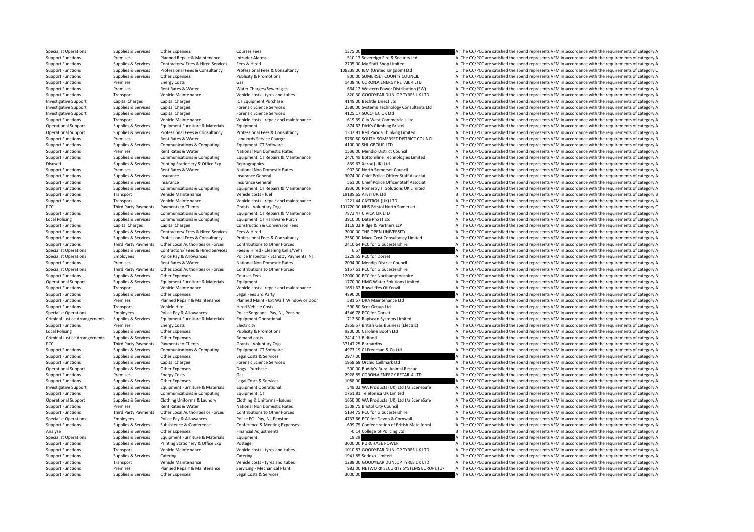| | | | | | | | |
|---|---|---|---|---|---|---|---|
| Specialist Operations | Supplies & Services | Other Expenses | Courses Fees | 1375.00 | | A | The CC/PCC are satisfied the spend represents VFM in accordance with the requirements of category A |
| Support Functions | Premises | Planned Repair & Maintenance | Intruder Alarms | 510.17 | Sovereign Fire & Security Ltd | A | The CC/PCC are satisfied the spend represents VFM in accordance with the requirements of category A |
| Support Functions | Supplies & Services | Contractors/ Fees & Hired Services | Fees & Hired | 2705.00 | My Staff Shop Limited | A | The CC/PCC are satisfied the spend represents VFM in accordance with the requirements of category A |
| Support Functions | Supplies & Services | Professional Fees & Consultancy | Professional Fees & Consultancy | 108238.00 | IBM (United Kingdom) Ltd | C | The CC/PCC are satisfied the spend represents VFM in accordance with the requirements of category C |
| Support Functions | Supplies & Services | Other Expenses | Publicity & Promotions | 800.00 | SOMERSET COUNTY COUNCIL | A | The CC/PCC are satisfied the spend represents VFM in accordance with the requirements of category A |
| Support Functions | Premises | Energy Costs | Gas | 1408.46 | CORONA ENERGY RETAIL 4 LTD | A | The CC/PCC are satisfied the spend represents VFM in accordance with the requirements of category A |
| Support Functions | Premises | Rent Rates & Water | Water Charges/Sewerages | 664.12 | Western Power Distribution (SW) | A | The CC/PCC are satisfied the spend represents VFM in accordance with the requirements of category A |
| Support Functions | Transport | Vehicle Maintenance | Vehicle costs - tyres and tubes | 820.30 | GOODYEAR DUNLOP TYRES UK LTD | A | The CC/PCC are satisfied the spend represents VFM in accordance with the requirements of category A |
| Investigative Support | Capital Charges | Capital Charges | ICT Equipment Purchase | 4149.00 | Bechtle Direct Ltd | A | The CC/PCC are satisfied the spend represents VFM in accordance with the requirements of category A |
| Investigative Support | Supplies & Services | Capital Charges | Forensic Science Services | 2580.00 | Systems Technology Consultants Ltd | A | The CC/PCC are satisfied the spend represents VFM in accordance with the requirements of category A |
| Investigative Support | Supplies & Services | Capital Charges | Forensic Science Services | 4125.17 | SOCOTEC UK Ltd | A | The CC/PCC are satisfied the spend represents VFM in accordance with the requirements of category A |
| Support Functions | Transport | Vehicle Maintenance | Vehicle costs - repair and maintenance | 619.69 | City West Commercials Ltd | A | The CC/PCC are satisfied the spend represents VFM in accordance with the requirements of category A |
| Operational Support | Supplies & Services | Equipment Furniture & Materials | Equipment | 874.62 | Dick's Climbing Bristol | A | The CC/PCC are satisfied the spend represents VFM in accordance with the requirements of category A |
| Operational Support | Supplies & Services | Professional Fees & Consultancy | Professional Fees & Consultancy | 1302.91 | Red Panda Thinking Limited | A | The CC/PCC are satisfied the spend represents VFM in accordance with the requirements of category A |
| Support Functions | Premises | Rent Rates & Water | Landlords Service Charge | 9760.50 | SOUTH SOMERSET DISTRICT COUNCIL | B | The CC/PCC are satisfied the spend represents VFM in accordance with the requirements of category B |
| Support Functions | Supplies & Services | Communications & Computing | Equipment ICT Software | 4100.00 | SHL GROUP LTD | A | The CC/PCC are satisfied the spend represents VFM in accordance with the requirements of category A |
| Support Functions | Premises | Rent Rates & Water | National Non Domestic Rates | 1536.00 | Mendip District Council | A | The CC/PCC are satisfied the spend represents VFM in accordance with the requirements of category A |
| Support Functions | Supplies & Services | Communications & Computing | Equipment ICT Repairs & Maintenance | 2470.49 | Bottomline Technologies Limited | A | The CC/PCC are satisfied the spend represents VFM in accordance with the requirements of category A |
| Disused | Supplies & Services | Printing Stationery & Office Exp | Reprographics | 839.67 | Xerox (UK) Ltd | A | The CC/PCC are satisfied the spend represents VFM in accordance with the requirements of category A |
| Support Functions | Premises | Rent Rates & Water | National Non Domestic Rates | 902.30 | North Somerset Council | A | The CC/PCC are satisfied the spend represents VFM in accordance with the requirements of category A |
| Support Functions | Supplies & Services | Insurance | Insurance General | 3074.00 | Chief Police Officer Staff Associat | A | The CC/PCC are satisfied the spend represents VFM in accordance with the requirements of category A |
| Support Functions | Supplies & Services | Insurance | Insurance General | 561.00 | Chief Police Officer Staff Associat | A | The CC/PCC are satisfied the spend represents VFM in accordance with the requirements of category A |
| Support Functions | Supplies & Services | Communications & Computing | Equipment ICT Repairs & Maintenance | 3936.00 | Pomeroy IT Solutions UK Limited | A | The CC/PCC are satisfied the spend represents VFM in accordance with the requirements of category A |
| Support Functions | Transport | Vehicle Maintenance | Vehicle costs - fuel | 19188.65 | Arval UK Ltd | B | The CC/PCC are satisfied the spend represents VFM in accordance with the requirements of category B |
| Support Functions | Transport | Vehicle Maintenance | Vehicle costs - repair and maintenance | 1221.44 | CASTROL (UK) LTD | A | The CC/PCC are satisfied the spend represents VFM in accordance with the requirements of category A |
| PCC | Third Party Payments | Payments to Clients | Grants - Voluntary Orgs | 101720.00 | NHS Bristol North Somerset | C | The CC/PCC are satisfied the spend represents VFM in accordance with the requirements of category C |
| Support Functions | Supplies & Services | Communications & Computing | Equipment ICT Repairs & Maintenance | 7872.47 | CIVICA UK LTD | A | The CC/PCC are satisfied the spend represents VFM in accordance with the requirements of category A |
| Local Policing | Supplies & Services | Communications & Computing | Equipment ICT Hardware Purch | 3910.00 | Data Pro IT Ltd | A | The CC/PCC are satisfied the spend represents VFM in accordance with the requirements of category A |
| Support Functions | Capital Charges | Capital Charges | Construction & Conversion Fees | 3119.03 | Ridge & Partners LLP | A | The CC/PCC are satisfied the spend represents VFM in accordance with the requirements of category A |
| Support Functions | Supplies & Services | Contractors/ Fees & Hired Services | Fees & Hired | 7000.00 | THE OPEN UNIVERSITY | A | The CC/PCC are satisfied the spend represents VFM in accordance with the requirements of category A |
| Support Functions | Supplies & Services | Professional Fees & Consultancy | Professional Fees & Consultancy | 2550.00 | Mace Cost Consultancy Limited | A | The CC/PCC are satisfied the spend represents VFM in accordance with the requirements of category A |
| Support Functions | Third Party Payments | Other Local Authorities or Forces | Contributions to Other Forces | 2410.64 | PCC for Gloucestershire | A | The CC/PCC are satisfied the spend represents VFM in accordance with the requirements of category A |
| Specialist Operations | Supplies & Services | Contractors/ Fees & Hired Services | Fees & Hired - Cleaning Cells/Vehs | 6.67 | | A | The CC/PCC are satisfied the spend represents VFM in accordance with the requirements of category A |
| Specialist Operations | Employees | Police Pay & Allowances | Police Inspector - Standby Payments, NI | 1229.55 | PCC for Dorset | A | The CC/PCC are satisfied the spend represents VFM in accordance with the requirements of category A |
| Support Functions | Premises | Rent Rates & Water | National Non Domestic Rates | 2094.00 | Mendip District Council | A | The CC/PCC are satisfied the spend represents VFM in accordance with the requirements of category A |
| Specialist Operations | Third Party Payments | Other Local Authorities or Forces | Contributions to Other Forces | 5157.61 | PCC for Gloucestershire | A | The CC/PCC are satisfied the spend represents VFM in accordance with the requirements of category A |
| Support Functions | Supplies & Services | Other Expenses | Courses Fees | 12000.00 | PCC for Northamptonshire | B | The CC/PCC are satisfied the spend represents VFM in accordance with the requirements of category B |
| Operational Support | Supplies & Services | Equipment Furniture & Materials | Equipment | 1770.00 | HMG Water Solutions Limited | A | The CC/PCC are satisfied the spend represents VFM in accordance with the requirements of category A |
| Support Functions | Transport | Vehicle Maintenance | Vehicle costs - repair and maintenance | 1681.62 | Rowcliffes Of Yeovil | A | The CC/PCC are satisfied the spend represents VFM in accordance with the requirements of category A |
| Support Functions | Supplies & Services | Other Expenses | Legal Fees 3rd Party | 4890.00 | | A | The CC/PCC are satisfied the spend represents VFM in accordance with the requirements of category A |
| Support Functions | Premises | Planned Repair & Maintenance | Planned Maint - Ext Wall Window or Door | 581.57 | DRA Maintenance Ltd | A | The CC/PCC are satisfied the spend represents VFM in accordance with the requirements of category A |
| Support Functions | Transport | Vehicle Hire | Hired Vehicle Costs | 590.80 | Scot Group Ltd | A | The CC/PCC are satisfied the spend represents VFM in accordance with the requirements of category A |
| Specialist Operations | Employees | Police Pay & Allowances | Police Sergeant - Pay, NI, Pension | 4546.78 | PCC for Dorset | A | The CC/PCC are satisfied the spend represents VFM in accordance with the requirements of category A |
| Criminal Justice Arrangements | Supplies & Services | Equipment Furniture & Materials | Equipment Operational | 712.50 | Rapiscan Systems Limited | A | The CC/PCC are satisfied the spend represents VFM in accordance with the requirements of category A |
| Support Functions | Premises | Energy Costs | Electricity | 2859.57 | British Gas Business (Electric) | A | The CC/PCC are satisfied the spend represents VFM in accordance with the requirements of category A |
| Local Policing | Supplies & Services | Other Expenses | Publicity & Promotions | 9200.00 | Caroline Booth Ltd | A | The CC/PCC are satisfied the spend represents VFM in accordance with the requirements of category A |
| Criminal Justice Arrangements | Supplies & Services | Other Expenses | Remand costs | 2414.11 | Bidfood | A | The CC/PCC are satisfied the spend represents VFM in accordance with the requirements of category A |
| PCC | Third Party Payments | Payments to Clients | Grants - Voluntary Orgs | 37147.25 | Barnardos | B | The CC/PCC are satisfied the spend represents VFM in accordance with the requirements of category B |
| Support Functions | Supplies & Services | Communications & Computing | Equipment ICT Software | 4973.19 | CJ Freeman & Co Ltd | A | The CC/PCC are satisfied the spend represents VFM in accordance with the requirements of category A |
| Support Functions | Supplies & Services | Other Expenses | Legal Costs & Services | 2977.00 | | A | The CC/PCC are satisfied the spend represents VFM in accordance with the requirements of category A |
| Support Functions | Supplies & Services | Capital Charges | Forensic Science Services | 1958.68 | Orchid Cellmark Ltd | A | The CC/PCC are satisfied the spend represents VFM in accordance with the requirements of category A |
| Operational Support | Supplies & Services | Other Expenses | Dogs - Purchase | 500.00 | Buddy's Rural Animal Rescue | A | The CC/PCC are satisfied the spend represents VFM in accordance with the requirements of category A |
| Support Functions | Premises | Energy Costs | Gas | 2928.85 | CORONA ENERGY RETAIL 4 LTD | A | The CC/PCC are satisfied the spend represents VFM in accordance with the requirements of category A |
| Support Functions | Supplies & Services | Other Expenses | Legal Costs & Services | 1088.00 | | A | The CC/PCC are satisfied the spend represents VFM in accordance with the requirements of category A |
| Investigative Support | Supplies & Services | Equipment Furniture & Materials | Equipment Operational | 549.02 | WA Products (UK) Ltd t/a SceneSafe | A | The CC/PCC are satisfied the spend represents VFM in accordance with the requirements of category A |
| Support Functions | Supplies & Services | Communications & Computing | Equipment ICT | 1761.81 | Telefonica UK Limited | A | The CC/PCC are satisfied the spend represents VFM in accordance with the requirements of category A |
| Operational Support | Supplies & Services | Clothing Uniforms & Laundry | Clothing & Uniforms - Issues | 1650.00 | WA Products (UK) Ltd t/a SceneSafe | A | The CC/PCC are satisfied the spend represents VFM in accordance with the requirements of category A |
| Support Functions | Premises | Rent Rates & Water | National Non Domestic Rates | 1308.75 | Bristol City Council | A | The CC/PCC are satisfied the spend represents VFM in accordance with the requirements of category A |
| Support Functions | Third Party Payments | Other Local Authorities or Forces | Contributions to Other Forces | 5134.75 | PCC for Gloucestershire | A | The CC/PCC are satisfied the spend represents VFM in accordance with the requirements of category A |
| Specialist Operations | Employees | Police Pay & Allowances | Police PC - Pay, NI, Pension | 4737.66 | PCC for Devon & Cornwall | A | The CC/PCC are satisfied the spend represents VFM in accordance with the requirements of category A |
| Support Functions | Supplies & Services | Subsistence & Conference | Conference & Meeting Expenses | 699.75 | Confederation of British Metalformi | A | The CC/PCC are satisfied the spend represents VFM in accordance with the requirements of category A |
| Analyse | Supplies & Services | Other Expenses | Financial Adjustments | -0.14 | College of Policing Ltd | B | The CC/PCC are satisfied the spend represents VFM in accordance with the requirements of category B |
| Specialist Operations | Supplies & Services | Equipment Furniture & Materials | Equipment | 19.29 | | A | The CC/PCC are satisfied the spend represents VFM in accordance with the requirements of category A |
| Support Functions | Supplies & Services | Printing Stationery & Office Exp | Postage | 3000.00 | PURCHASE POWER | A | The CC/PCC are satisfied the spend represents VFM in accordance with the requirements of category A |
| Support Functions | Transport | Vehicle Maintenance | Vehicle costs - tyres and tubes | 1010.87 | GOODYEAR DUNLOP TYRES UK LTD | A | The CC/PCC are satisfied the spend represents VFM in accordance with the requirements of category A |
| Support Functions | Supplies & Services | Catering | Catering | 1941.85 | Sodexo Limited | A | The CC/PCC are satisfied the spend represents VFM in accordance with the requirements of category A |
| Support Functions | Transport | Vehicle Maintenance | Vehicle costs - tyres and tubes | 1288.00 | GOODYEAR DUNLOP TYRES UK LTD | A | The CC/PCC are satisfied the spend represents VFM in accordance with the requirements of category A |
| Support Functions | Premises | Planned Repair & Maintenance | Servicing - Mechanical Plant | 983.00 | NETWORK SECURITY SYSTEMS EUROPE (UK | A | The CC/PCC are satisfied the spend represents VFM in accordance with the requirements of category A |
| Support Functions | Supplies & Services | Other Expenses | Legal Costs & Services | 3000.00 | | A | The CC/PCC are satisfied the spend represents VFM in accordance with the requirements of category A |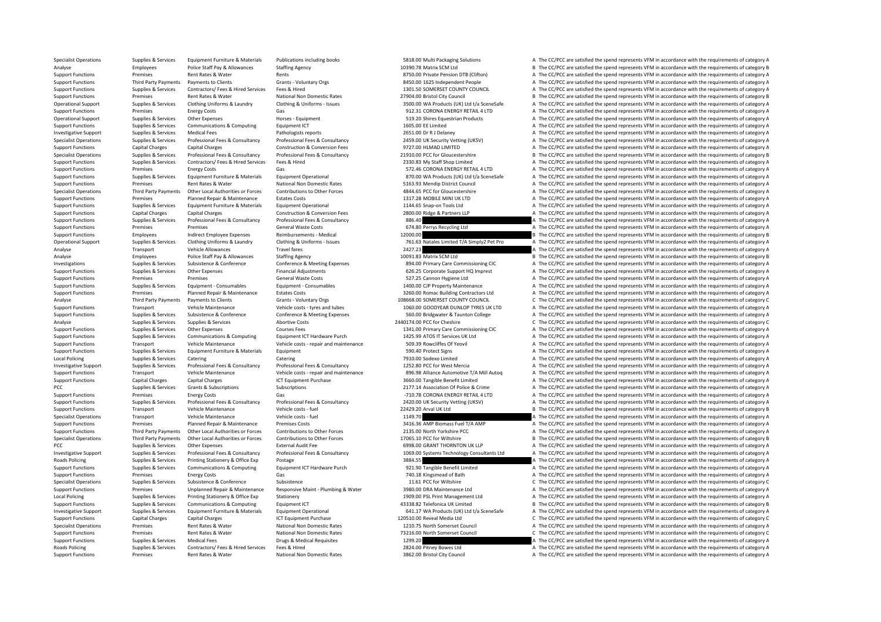| | | | | | |
|---|---|---|---|---|---|
| Specialist Operations | Supplies & Services | Equipment Furniture & Materials | Publications including books | 5818.00 Multi Packaging Solutions | A The CC/PCC are satisfied the spend represents VFM in accordance with the requirements of category A |
| Analyse | Employees | Police Staff Pay & Allowances | Staffing Agency | 10390.78 Matrix SCM Ltd | B The CC/PCC are satisfied the spend represents VFM in accordance with the requirements of category B |
| Support Functions | Premises | Rent Rates & Water | Rents | 8750.00 Private Pension DTB (Clifton) | A The CC/PCC are satisfied the spend represents VFM in accordance with the requirements of category A |
| Support Functions | Third Party Payments | Payments to Clients | Grants - Voluntary Orgs | 8450.00 1625 Independent People | A The CC/PCC are satisfied the spend represents VFM in accordance with the requirements of category A |
| Support Functions | Supplies & Services | Contractors/ Fees & Hired Services | Fees & Hired | 1301.50 SOMERSET COUNTY COUNCIL | A The CC/PCC are satisfied the spend represents VFM in accordance with the requirements of category A |
| Support Functions | Premises | Rent Rates & Water | National Non Domestic Rates | 27904.00 Bristol City Council | B The CC/PCC are satisfied the spend represents VFM in accordance with the requirements of category B |
| Operational Support | Supplies & Services | Clothing Uniforms & Laundry | Clothing & Uniforms - Issues | 3500.00 WA Products (UK) Ltd t/a SceneSafe | A The CC/PCC are satisfied the spend represents VFM in accordance with the requirements of category A |
| Support Functions | Premises | Energy Costs | Gas | 912.31 CORONA ENERGY RETAIL 4 LTD | A The CC/PCC are satisfied the spend represents VFM in accordance with the requirements of category A |
| Operational Support | Supplies & Services | Other Expenses | Horses - Equipment | 519.20 Shires Equestrian Products | A The CC/PCC are satisfied the spend represents VFM in accordance with the requirements of category A |
| Support Functions | Supplies & Services | Communications & Computing | Equipment ICT | 1605.00 EE Limited | A The CC/PCC are satisfied the spend represents VFM in accordance with the requirements of category A |
| Investigative Support | Supplies & Services | Medical Fees | Pathologists reports | 2651.00 Dr R J Delaney | A The CC/PCC are satisfied the spend represents VFM in accordance with the requirements of category A |
| Specialist Operations | Supplies & Services | Professional Fees & Consultancy | Professional Fees & Consultancy | 2459.00 UK Security Vetting (UKSV) | A The CC/PCC are satisfied the spend represents VFM in accordance with the requirements of category A |
| Support Functions | Capital Charges | Capital Charges | Construction & Conversion Fees | 9727.00 HLMAD LIMITED | A The CC/PCC are satisfied the spend represents VFM in accordance with the requirements of category A |
| Specialist Operations | Supplies & Services | Professional Fees & Consultancy | Professional Fees & Consultancy | 21910.00 PCC for Gloucestershire | B The CC/PCC are satisfied the spend represents VFM in accordance with the requirements of category B |
| Support Functions | Supplies & Services | Contractors/ Fees & Hired Services | Fees & Hired | 2330.83 My Staff Shop Limited | A The CC/PCC are satisfied the spend represents VFM in accordance with the requirements of category A |
| Support Functions | Premises | Energy Costs | Gas | 572.46 CORONA ENERGY RETAIL 4 LTD | A The CC/PCC are satisfied the spend represents VFM in accordance with the requirements of category A |
| Support Functions | Supplies & Services | Equipment Furniture & Materials | Equipment Operational | 870.00 WA Products (UK) Ltd t/a SceneSafe | A The CC/PCC are satisfied the spend represents VFM in accordance with the requirements of category A |
| Support Functions | Premises | Rent Rates & Water | National Non Domestic Rates | 5163.93 Mendip District Council | A The CC/PCC are satisfied the spend represents VFM in accordance with the requirements of category A |
| Specialist Operations | Third Party Payments | Other Local Authorities or Forces | Contributions to Other Forces | 4844.65 PCC for Gloucestershire | A The CC/PCC are satisfied the spend represents VFM in accordance with the requirements of category A |
| Support Functions | Premises | Planned Repair & Maintenance | Estates Costs | 1317.28 MOBILE MINI UK LTD | A The CC/PCC are satisfied the spend represents VFM in accordance with the requirements of category A |
| Support Functions | Supplies & Services | Equipment Furniture & Materials | Equipment Operational | 1144.65 Snap-on Tools Ltd | A The CC/PCC are satisfied the spend represents VFM in accordance with the requirements of category A |
| Support Functions | Capital Charges | Capital Charges | Construction & Conversion Fees | 2800.00 Ridge & Partners LLP | A The CC/PCC are satisfied the spend represents VFM in accordance with the requirements of category A |
| Support Functions | Supplies & Services | Professional Fees & Consultancy | Professional Fees & Consultancy | 886.40 | A The CC/PCC are satisfied the spend represents VFM in accordance with the requirements of category A |
| Support Functions | Premises | Premises | General Waste Costs | 674.80 Perrys Recycling Ltd | A The CC/PCC are satisfied the spend represents VFM in accordance with the requirements of category A |
| Support Functions | Employees | Indirect Employee Expenses | Reimbursements - Medical | 12000.00 | B The CC/PCC are satisfied the spend represents VFM in accordance with the requirements of category B |
| Operational Support | Supplies & Services | Clothing Uniforms & Laundry | Clothing & Uniforms - Issues | 761.63 Natales Limited T/A Simply2 Pet Pro | A The CC/PCC are satisfied the spend represents VFM in accordance with the requirements of category A |
| Analyse | Transport | Vehicle Allowances | Travel fares | 2427.23 | A The CC/PCC are satisfied the spend represents VFM in accordance with the requirements of category A |
| Analyse | Employees | Police Staff Pay & Allowances | Staffing Agency | 10091.83 Matrix SCM Ltd | B The CC/PCC are satisfied the spend represents VFM in accordance with the requirements of category B |
| Investigations | Supplies & Services | Subsistence & Conference | Conference & Meeting Expenses | 894.00 Primary Care Commissioning CIC | A The CC/PCC are satisfied the spend represents VFM in accordance with the requirements of category A |
| Support Functions | Supplies & Services | Other Expenses | Financial Adjustments | 626.25 Corporate Support HQ Imprest | A The CC/PCC are satisfied the spend represents VFM in accordance with the requirements of category A |
| Support Functions | Premises | Premises | General Waste Costs | 527.25 Cannon Hygiene Ltd | A The CC/PCC are satisfied the spend represents VFM in accordance with the requirements of category A |
| Support Functions | Supplies & Services | Equipment - Consumables | Equipment - Consumables | 1400.00 CJP Property Maintenance | A The CC/PCC are satisfied the spend represents VFM in accordance with the requirements of category A |
| Support Functions | Premises | Planned Repair & Maintenance | Estates Costs | 3260.00 Romac Building Contractors Ltd | A The CC/PCC are satisfied the spend represents VFM in accordance with the requirements of category A |
| Analyse | Third Party Payments | Payments to Clients | Grants - Voluntary Orgs | 108668.00 SOMERSET COUNTY COUNCIL | C The CC/PCC are satisfied the spend represents VFM in accordance with the requirements of category C |
| Support Functions | Transport | Vehicle Maintenance | Vehicle costs - tyres and tubes | 1060.00 GOODYEAR DUNLOP TYRES UK LTD | A The CC/PCC are satisfied the spend represents VFM in accordance with the requirements of category A |
| Support Functions | Supplies & Services | Subsistence & Conference | Conference & Meeting Expenses | 560.00 Bridgwater & Taunton College | A The CC/PCC are satisfied the spend represents VFM in accordance with the requirements of category A |
| Analyse | Supplies & Services | Supplies & Services | Abortive Costs | 2440174.00 PCC for Cheshire | C The CC/PCC are satisfied the spend represents VFM in accordance with the requirements of category C |
| Support Functions | Supplies & Services | Other Expenses | Courses Fees | 1341.00 Primary Care Commissioning CIC | A The CC/PCC are satisfied the spend represents VFM in accordance with the requirements of category A |
| Support Functions | Supplies & Services | Communications & Computing | Equipment ICT Hardware Purch | 1425.99 ATOS IT Services UK Ltd | A The CC/PCC are satisfied the spend represents VFM in accordance with the requirements of category A |
| Support Functions | Transport | Vehicle Maintenance | Vehicle costs - repair and maintenance | 509.39 Rowcliffes Of Yeovil | A The CC/PCC are satisfied the spend represents VFM in accordance with the requirements of category A |
| Support Functions | Supplies & Services | Equipment Furniture & Materials | Equipment | 590.40 Protect Signs | A The CC/PCC are satisfied the spend represents VFM in accordance with the requirements of category A |
| Local Policing | Supplies & Services | Catering | Catering | 7910.00 Sodexo Limited | A The CC/PCC are satisfied the spend represents VFM in accordance with the requirements of category A |
| Investigative Support | Supplies & Services | Professional Fees & Consultancy | Professional Fees & Consultancy | 1252.80 PCC for West Mercia | A The CC/PCC are satisfied the spend represents VFM in accordance with the requirements of category A |
| Support Functions | Transport | Vehicle Maintenance | Vehicle costs - repair and maintenance | 896.98 Alliance Automotive T/A Mill Autoq | A The CC/PCC are satisfied the spend represents VFM in accordance with the requirements of category A |
| Support Functions | Capital Charges | Capital Charges | ICT Equipment Purchase | 3660.00 Tangible Benefit Limited | A The CC/PCC are satisfied the spend represents VFM in accordance with the requirements of category A |
| PCC | Supplies & Services | Grants & Subscriptions | Subscriptions | 2177.14 Association Of Police & Crime | A The CC/PCC are satisfied the spend represents VFM in accordance with the requirements of category A |
| Support Functions | Premises | Energy Costs | Gas | -710.78 CORONA ENERGY RETAIL 4 LTD | A The CC/PCC are satisfied the spend represents VFM in accordance with the requirements of category A |
| Support Functions | Supplies & Services | Professional Fees & Consultancy | Professional Fees & Consultancy | 2420.00 UK Security Vetting (UKSV) | A The CC/PCC are satisfied the spend represents VFM in accordance with the requirements of category A |
| Support Functions | Transport | Vehicle Maintenance | Vehicle costs - fuel | 22429.20 Arval UK Ltd | B The CC/PCC are satisfied the spend represents VFM in accordance with the requirements of category B |
| Specialist Operations | Transport | Vehicle Maintenance | Vehicle costs - fuel | 1149.70 | A The CC/PCC are satisfied the spend represents VFM in accordance with the requirements of category A |
| Support Functions | Premises | Planned Repair & Maintenance | Premises Costs | 3416.36 AMP Biomass Fuel T/A AMP | A The CC/PCC are satisfied the spend represents VFM in accordance with the requirements of category A |
| Support Functions | Third Party Payments | Other Local Authorities or Forces | Contributions to Other Forces | 2135.00 North Yorkshire PCC | A The CC/PCC are satisfied the spend represents VFM in accordance with the requirements of category A |
| Specialist Operations | Third Party Payments | Other Local Authorities or Forces | Contributions to Other Forces | 17065.10 PCC for Wiltshire | B The CC/PCC are satisfied the spend represents VFM in accordance with the requirements of category B |
| PCC | Supplies & Services | Other Expenses | External Audit Fee | 6998.00 GRANT THORNTON UK LLP | A The CC/PCC are satisfied the spend represents VFM in accordance with the requirements of category A |
| Investigative Support | Supplies & Services | Professional Fees & Consultancy | Professional Fees & Consultancy | 1069.00 Systems Technology Consultants Ltd | A The CC/PCC are satisfied the spend represents VFM in accordance with the requirements of category A |
| Roads Policing | Supplies & Services | Printing Stationery & Office Exp | Postage | 3884.55 | A The CC/PCC are satisfied the spend represents VFM in accordance with the requirements of category A |
| Support Functions | Supplies & Services | Communications & Computing | Equipment ICT Hardware Purch | 921.90 Tangible Benefit Limited | A The CC/PCC are satisfied the spend represents VFM in accordance with the requirements of category A |
| Support Functions | Premises | Energy Costs | Gas | 740.18 Kingsmead of Bath | A The CC/PCC are satisfied the spend represents VFM in accordance with the requirements of category A |
| Specialist Operations | Supplies & Services | Subsistence & Conference | Subsistence | 11.61 PCC for Wiltshire | C The CC/PCC are satisfied the spend represents VFM in accordance with the requirements of category C |
| Support Functions | Premises | Unplanned Repair & Maintenance | Responsive Maint - Plumbing & Water | 3980.00 DRA Maintenance Ltd | A The CC/PCC are satisfied the spend represents VFM in accordance with the requirements of category A |
| Local Policing | Supplies & Services | Printing Stationery & Office Exp | Stationery | 1909.00 PSL Print Management Ltd | A The CC/PCC are satisfied the spend represents VFM in accordance with the requirements of category A |
| Support Functions | Supplies & Services | Communications & Computing | Equipment ICT | 43338.82 Telefonica UK Limited | B The CC/PCC are satisfied the spend represents VFM in accordance with the requirements of category B |
| Investigative Support | Supplies & Services | Equipment Furniture & Materials | Equipment Operational | 641.17 WA Products (UK) Ltd t/a SceneSafe | A The CC/PCC are satisfied the spend represents VFM in accordance with the requirements of category A |
| Support Functions | Capital Charges | Capital Charges | ICT Equipment Purchase | 120510.00 Reveal Media Ltd | C The CC/PCC are satisfied the spend represents VFM in accordance with the requirements of category C |
| Specialist Operations | Premises | Rent Rates & Water | National Non Domestic Rates | 1210.75 North Somerset Council | A The CC/PCC are satisfied the spend represents VFM in accordance with the requirements of category A |
| Support Functions | Premises | Rent Rates & Water | National Non Domestic Rates | 73216.00 North Somerset Council | C The CC/PCC are satisfied the spend represents VFM in accordance with the requirements of category C |
| Support Functions | Supplies & Services | Medical Fees | Drugs & Medical Requisites | 1299.20 | A The CC/PCC are satisfied the spend represents VFM in accordance with the requirements of category A |
| Roads Policing | Supplies & Services | Contractors/ Fees & Hired Services | Fees & Hired | 2824.00 Pitney Bowes Ltd | A The CC/PCC are satisfied the spend represents VFM in accordance with the requirements of category A |
| Support Functions | Premises | Rent Rates & Water | National Non Domestic Rates | 3862.00 Bristol City Council | A The CC/PCC are satisfied the spend represents VFM in accordance with the requirements of category A |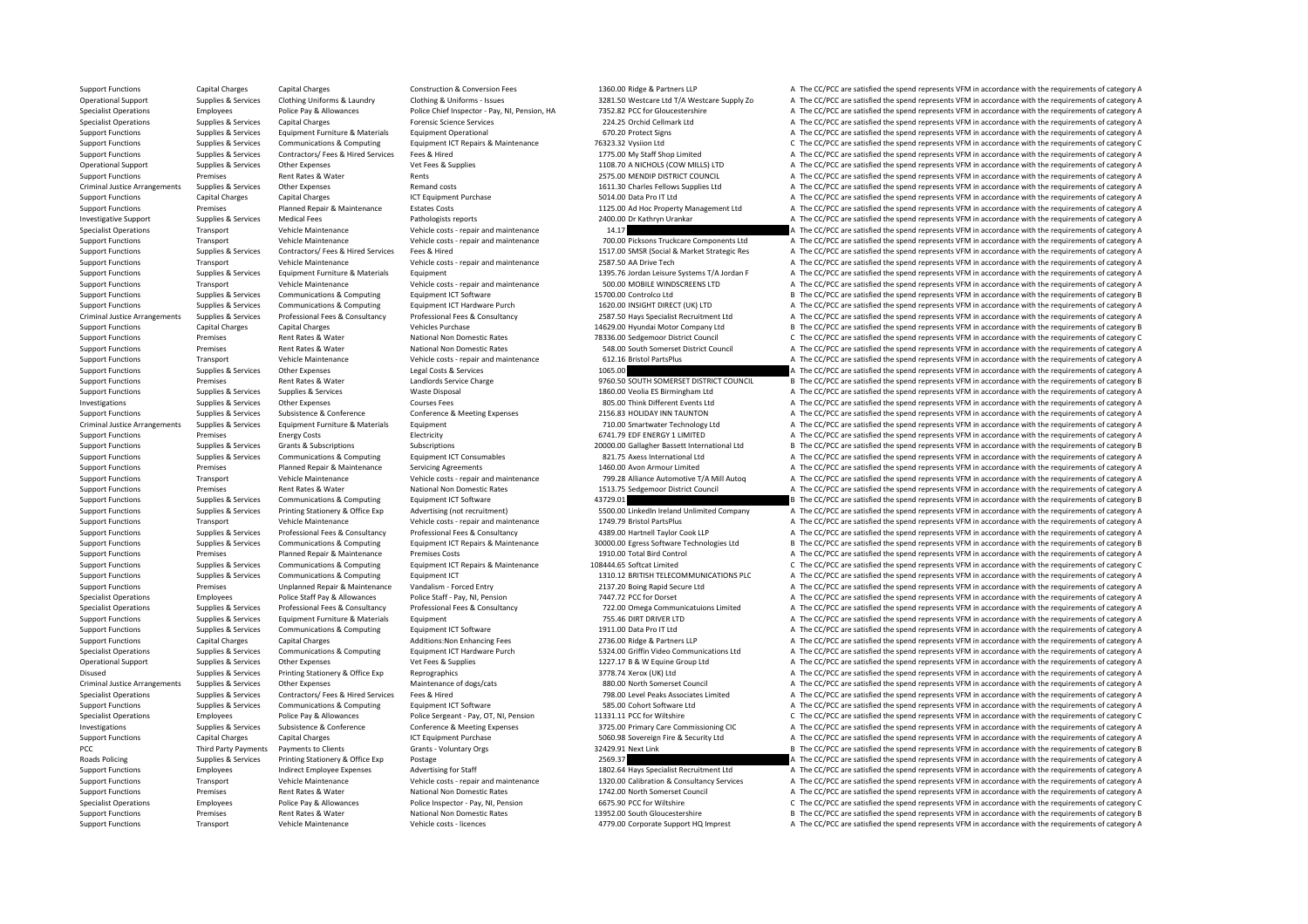| | | | | | | |
|---|---|---|---|---|---|---|
| Support Functions | Capital Charges | Capital Charges | Construction & Conversion Fees | 1360.00 Ridge & Partners LLP | A | The CC/PCC are satisfied the spend represents VFM in accordance with the requirements of category A |
| Operational Support | Supplies & Services | Clothing Uniforms & Laundry | Clothing & Uniforms - Issues | 3281.50 Westcare Ltd T/A Westcare Supply Zo | A | The CC/PCC are satisfied the spend represents VFM in accordance with the requirements of category A |
| Specialist Operations | Employees | Police Pay & Allowances | Police Chief Inspector - Pay, NI, Pension, HA | 7352.82 PCC for Gloucestershire | A | The CC/PCC are satisfied the spend represents VFM in accordance with the requirements of category A |
| Specialist Operations | Supplies & Services | Capital Charges | Forensic Science Services | 224.25 Orchid Cellmark Ltd | A | The CC/PCC are satisfied the spend represents VFM in accordance with the requirements of category A |
| Support Functions | Supplies & Services | Equipment Furniture & Materials | Equipment Operational | 670.20 Protect Signs | A | The CC/PCC are satisfied the spend represents VFM in accordance with the requirements of category A |
| Support Functions | Supplies & Services | Communications & Computing | Equipment ICT Repairs & Maintenance | 76323.32 Vysiion Ltd | C | The CC/PCC are satisfied the spend represents VFM in accordance with the requirements of category C |
| Support Functions | Supplies & Services | Contractors/ Fees & Hired Services | Fees & Hired | 1775.00 My Staff Shop Limited | A | The CC/PCC are satisfied the spend represents VFM in accordance with the requirements of category A |
| Operational Support | Supplies & Services | Other Expenses | Vet Fees & Supplies | 1108.70 A NICHOLS (COW MILLS) LTD | A | The CC/PCC are satisfied the spend represents VFM in accordance with the requirements of category A |
| Support Functions | Premises | Rent Rates & Water | Rents | 2575.00 MENDIP DISTRICT COUNCIL | A | The CC/PCC are satisfied the spend represents VFM in accordance with the requirements of category A |
| Criminal Justice Arrangements | Supplies & Services | Other Expenses | Remand costs | 1611.30 Charles Fellows Supplies Ltd | A | The CC/PCC are satisfied the spend represents VFM in accordance with the requirements of category A |
| Support Functions | Capital Charges | Capital Charges | ICT Equipment Purchase | 5014.00 Data Pro IT Ltd | A | The CC/PCC are satisfied the spend represents VFM in accordance with the requirements of category A |
| Support Functions | Premises | Planned Repair & Maintenance | Estates Costs | 1125.00 Ad Hoc Property Management Ltd | A | The CC/PCC are satisfied the spend represents VFM in accordance with the requirements of category A |
| Investigative Support | Supplies & Services | Medical Fees | Pathologists reports | 2400.00 Dr Kathryn Urankar | A | The CC/PCC are satisfied the spend represents VFM in accordance with the requirements of category A |
| Specialist Operations | Transport | Vehicle Maintenance | Vehicle costs - repair and maintenance | 14.17 | A | The CC/PCC are satisfied the spend represents VFM in accordance with the requirements of category A |
| Support Functions | Transport | Vehicle Maintenance | Vehicle costs - repair and maintenance | 700.00 Picksons Truckcare Components Ltd | A | The CC/PCC are satisfied the spend represents VFM in accordance with the requirements of category A |
| Support Functions | Supplies & Services | Contractors/ Fees & Hired Services | Fees & Hired | 1517.00 SMSR (Social & Market Strategic Res | A | The CC/PCC are satisfied the spend represents VFM in accordance with the requirements of category A |
| Support Functions | Transport | Vehicle Maintenance | Vehicle costs - repair and maintenance | 2587.50 AA Drive Tech | A | The CC/PCC are satisfied the spend represents VFM in accordance with the requirements of category A |
| Support Functions | Supplies & Services | Equipment Furniture & Materials | Equipment | 1395.76 Jordan Leisure Systems T/A Jordan F | A | The CC/PCC are satisfied the spend represents VFM in accordance with the requirements of category A |
| Support Functions | Transport | Vehicle Maintenance | Vehicle costs - repair and maintenance | 500.00 MOBILE WINDSCREENS LTD | A | The CC/PCC are satisfied the spend represents VFM in accordance with the requirements of category A |
| Support Functions | Supplies & Services | Communications & Computing | Equipment ICT Software | 15700.00 Controlco Ltd | B | The CC/PCC are satisfied the spend represents VFM in accordance with the requirements of category B |
| Support Functions | Supplies & Services | Communications & Computing | Equipment ICT Hardware Purch | 1620.00 INSIGHT DIRECT (UK) LTD | A | The CC/PCC are satisfied the spend represents VFM in accordance with the requirements of category A |
| Criminal Justice Arrangements | Supplies & Services | Professional Fees & Consultancy | Professional Fees & Consultancy | 2587.50 Hays Specialist Recruitment Ltd | A | The CC/PCC are satisfied the spend represents VFM in accordance with the requirements of category A |
| Support Functions | Capital Charges | Capital Charges | Vehicles Purchase | 14629.00 Hyundai Motor Company Ltd | B | The CC/PCC are satisfied the spend represents VFM in accordance with the requirements of category B |
| Support Functions | Premises | Rent Rates & Water | National Non Domestic Rates | 78336.00 Sedgemoor District Council | C | The CC/PCC are satisfied the spend represents VFM in accordance with the requirements of category C |
| Support Functions | Premises | Rent Rates & Water | National Non Domestic Rates | 548.00 South Somerset District Council | A | The CC/PCC are satisfied the spend represents VFM in accordance with the requirements of category A |
| Support Functions | Transport | Vehicle Maintenance | Vehicle costs - repair and maintenance | 612.16 Bristol PartsPlus | A | The CC/PCC are satisfied the spend represents VFM in accordance with the requirements of category A |
| Support Functions | Supplies & Services | Other Expenses | Legal Costs & Services | 1065.00 | A | The CC/PCC are satisfied the spend represents VFM in accordance with the requirements of category A |
| Support Functions | Premises | Rent Rates & Water | Landlords Service Charge | 9760.50 SOUTH SOMERSET DISTRICT COUNCIL | B | The CC/PCC are satisfied the spend represents VFM in accordance with the requirements of category B |
| Support Functions | Supplies & Services | Supplies & Services | Waste Disposal | 1860.00 Veolia ES Birmingham Ltd | A | The CC/PCC are satisfied the spend represents VFM in accordance with the requirements of category A |
| Investigations | Supplies & Services | Other Expenses | Courses Fees | 805.00 Think Different Events Ltd | A | The CC/PCC are satisfied the spend represents VFM in accordance with the requirements of category A |
| Support Functions | Supplies & Services | Subsistence & Conference | Conference & Meeting Expenses | 2156.83 HOLIDAY INN TAUNTON | A | The CC/PCC are satisfied the spend represents VFM in accordance with the requirements of category A |
| Criminal Justice Arrangements | Supplies & Services | Equipment Furniture & Materials | Equipment | 710.00 Smartwater Technology Ltd | A | The CC/PCC are satisfied the spend represents VFM in accordance with the requirements of category A |
| Support Functions | Premises | Energy Costs | Electricity | 6741.79 EDF ENERGY 1 LIMITED | A | The CC/PCC are satisfied the spend represents VFM in accordance with the requirements of category A |
| Support Functions | Supplies & Services | Grants & Subscriptions | Subscriptions | 20000.00 Gallagher Bassett International Ltd | B | The CC/PCC are satisfied the spend represents VFM in accordance with the requirements of category B |
| Support Functions | Supplies & Services | Communications & Computing | Equipment ICT Consumables | 821.75 Axess International Ltd | A | The CC/PCC are satisfied the spend represents VFM in accordance with the requirements of category A |
| Support Functions | Premises | Planned Repair & Maintenance | Servicing Agreements | 1460.00 Avon Armour Limited | A | The CC/PCC are satisfied the spend represents VFM in accordance with the requirements of category A |
| Support Functions | Transport | Vehicle Maintenance | Vehicle costs - repair and maintenance | 799.28 Alliance Automotive T/A Mill Autoq | A | The CC/PCC are satisfied the spend represents VFM in accordance with the requirements of category A |
| Support Functions | Premises | Rent Rates & Water | National Non Domestic Rates | 1513.75 Sedgemoor District Council | A | The CC/PCC are satisfied the spend represents VFM in accordance with the requirements of category A |
| Support Functions | Supplies & Services | Communications & Computing | Equipment ICT Software | 43729.01 | B | The CC/PCC are satisfied the spend represents VFM in accordance with the requirements of category B |
| Support Functions | Supplies & Services | Printing Stationery & Office Exp | Advertising (not recruitment) | 5500.00 LinkedIn Ireland Unlimited Company | A | The CC/PCC are satisfied the spend represents VFM in accordance with the requirements of category A |
| Support Functions | Transport | Vehicle Maintenance | Vehicle costs - repair and maintenance | 1749.79 Bristol PartsPlus | A | The CC/PCC are satisfied the spend represents VFM in accordance with the requirements of category A |
| Support Functions | Supplies & Services | Professional Fees & Consultancy | Professional Fees & Consultancy | 4389.00 Hartnell Taylor Cook LLP | A | The CC/PCC are satisfied the spend represents VFM in accordance with the requirements of category A |
| Support Functions | Supplies & Services | Communications & Computing | Equipment ICT Repairs & Maintenance | 30000.00 Egress Software Technologies Ltd | B | The CC/PCC are satisfied the spend represents VFM in accordance with the requirements of category B |
| Support Functions | Premises | Planned Repair & Maintenance | Premises Costs | 1910.00 Total Bird Control | A | The CC/PCC are satisfied the spend represents VFM in accordance with the requirements of category A |
| Support Functions | Supplies & Services | Communications & Computing | Equipment ICT Repairs & Maintenance | 108444.65 Softcat Limited | C | The CC/PCC are satisfied the spend represents VFM in accordance with the requirements of category C |
| Support Functions | Supplies & Services | Communications & Computing | Equipment ICT | 1310.12 BRITISH TELECOMMUNICATIONS PLC | A | The CC/PCC are satisfied the spend represents VFM in accordance with the requirements of category A |
| Support Functions | Premises | Unplanned Repair & Maintenance | Vandalism - Forced Entry | 2137.20 Boing Rapid Secure Ltd | A | The CC/PCC are satisfied the spend represents VFM in accordance with the requirements of category A |
| Specialist Operations | Employees | Police Staff Pay & Allowances | Police Staff - Pay, NI, Pension | 7447.72 PCC for Dorset | A | The CC/PCC are satisfied the spend represents VFM in accordance with the requirements of category A |
| Specialist Operations | Supplies & Services | Professional Fees & Consultancy | Professional Fees & Consultancy | 722.00 Omega Communicatuions Limited | A | The CC/PCC are satisfied the spend represents VFM in accordance with the requirements of category A |
| Support Functions | Supplies & Services | Equipment Furniture & Materials | Equipment | 755.46 DIRT DRIVER LTD | A | The CC/PCC are satisfied the spend represents VFM in accordance with the requirements of category A |
| Support Functions | Supplies & Services | Communications & Computing | Equipment ICT Software | 1911.00 Data Pro IT Ltd | A | The CC/PCC are satisfied the spend represents VFM in accordance with the requirements of category A |
| Support Functions | Capital Charges | Capital Charges | Additions:Non Enhancing Fees | 2736.00 Ridge & Partners LLP | A | The CC/PCC are satisfied the spend represents VFM in accordance with the requirements of category A |
| Specialist Operations | Supplies & Services | Communications & Computing | Equipment ICT Hardware Purch | 5324.00 Griffin Video Communications Ltd | A | The CC/PCC are satisfied the spend represents VFM in accordance with the requirements of category A |
| Operational Support | Supplies & Services | Other Expenses | Vet Fees & Supplies | 1227.17 B & W Equine Group Ltd | A | The CC/PCC are satisfied the spend represents VFM in accordance with the requirements of category A |
| Disused | Supplies & Services | Printing Stationery & Office Exp | Reprographics | 3778.74 Xerox (UK) Ltd | A | The CC/PCC are satisfied the spend represents VFM in accordance with the requirements of category A |
| Criminal Justice Arrangements | Supplies & Services | Other Expenses | Maintenance of dogs/cats | 880.00 North Somerset Council | A | The CC/PCC are satisfied the spend represents VFM in accordance with the requirements of category A |
| Specialist Operations | Supplies & Services | Contractors/ Fees & Hired Services | Fees & Hired | 798.00 Level Peaks Associates Limited | A | The CC/PCC are satisfied the spend represents VFM in accordance with the requirements of category A |
| Support Functions | Supplies & Services | Communications & Computing | Equipment ICT Software | 585.00 Cohort Software Ltd | A | The CC/PCC are satisfied the spend represents VFM in accordance with the requirements of category A |
| Specialist Operations | Employees | Police Pay & Allowances | Police Sergeant - Pay, OT, NI, Pension | 11331.11 PCC for Wiltshire | C | The CC/PCC are satisfied the spend represents VFM in accordance with the requirements of category C |
| Investigations | Supplies & Services | Subsistence & Conference | Conference & Meeting Expenses | 3725.00 Primary Care Commissioning CIC | A | The CC/PCC are satisfied the spend represents VFM in accordance with the requirements of category A |
| Support Functions | Capital Charges | Capital Charges | ICT Equipment Purchase | 5060.98 Sovereign Fire & Security Ltd | A | The CC/PCC are satisfied the spend represents VFM in accordance with the requirements of category A |
| PCC | Third Party Payments | Payments to Clients | Grants - Voluntary Orgs | 32429.91 Next Link | B | The CC/PCC are satisfied the spend represents VFM in accordance with the requirements of category B |
| Roads Policing | Supplies & Services | Printing Stationery & Office Exp | Postage | 2569.37 | A | The CC/PCC are satisfied the spend represents VFM in accordance with the requirements of category A |
| Support Functions | Employees | Indirect Employee Expenses | Advertising for Staff | 1802.64 Hays Specialist Recruitment Ltd | A | The CC/PCC are satisfied the spend represents VFM in accordance with the requirements of category A |
| Support Functions | Transport | Vehicle Maintenance | Vehicle costs - repair and maintenance | 1320.00 Calibration & Consultancy Services | A | The CC/PCC are satisfied the spend represents VFM in accordance with the requirements of category A |
| Support Functions | Premises | Rent Rates & Water | National Non Domestic Rates | 1742.00 North Somerset Council | A | The CC/PCC are satisfied the spend represents VFM in accordance with the requirements of category A |
| Specialist Operations | Employees | Police Pay & Allowances | Police Inspector - Pay, NI, Pension | 6675.90 PCC for Wiltshire | C | The CC/PCC are satisfied the spend represents VFM in accordance with the requirements of category C |
| Support Functions | Premises | Rent Rates & Water | National Non Domestic Rates | 13952.00 South Gloucestershire | B | The CC/PCC are satisfied the spend represents VFM in accordance with the requirements of category B |
| Support Functions | Transport | Vehicle Maintenance | Vehicle costs - licences | 4779.00 Corporate Support HQ Imprest | A | The CC/PCC are satisfied the spend represents VFM in accordance with the requirements of category A |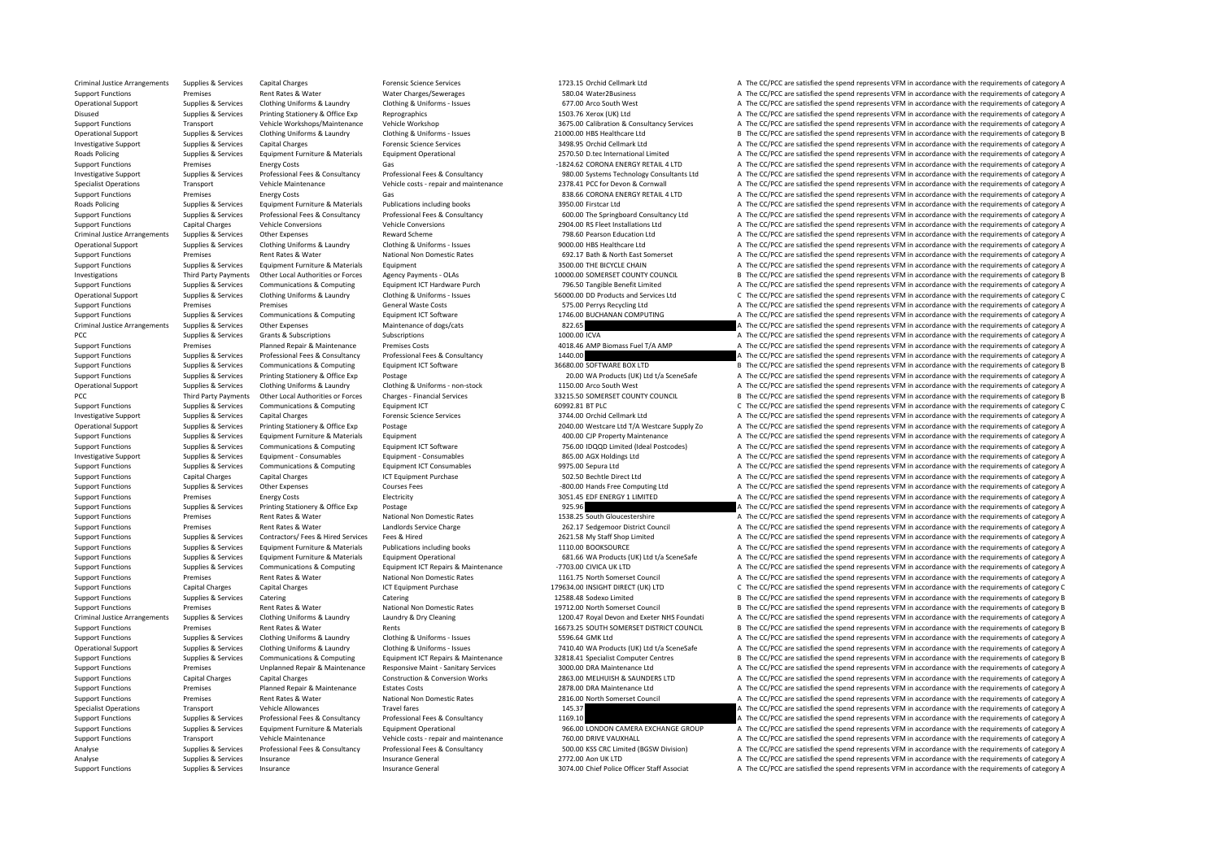| Criminal Justice Arrangements | Supplies & Services | Capital Charges | Forensic Science Services | 1723.15 | Orchid Cellmark Ltd | A | The CC/PCC are satisfied the spend represents VFM in accordance with the requirements of category A |
|---|---|---|---|---|---|---|---|
| Support Functions | Premises | Rent Rates & Water | Water Charges/Sewerages | 580.04 | Water2Business | A | The CC/PCC are satisfied the spend represents VFM in accordance with the requirements of category A |
| Operational Support | Supplies & Services | Clothing Uniforms & Laundry | Clothing & Uniforms - Issues | 677.00 | Arco South West | A | The CC/PCC are satisfied the spend represents VFM in accordance with the requirements of category A |
| Disused | Supplies & Services | Printing Stationery & Office Exp | Reprographics | 1503.76 | Xerox (UK) Ltd | A | The CC/PCC are satisfied the spend represents VFM in accordance with the requirements of category A |
| Support Functions | Transport | Vehicle Workshops/Maintenance | Vehicle Workshop | 3675.00 | Calibration & Consultancy Services | A | The CC/PCC are satisfied the spend represents VFM in accordance with the requirements of category A |
| Operational Support | Supplies & Services | Clothing Uniforms & Laundry | Clothing & Uniforms - Issues | 21000.00 | HBS Healthcare Ltd | B | The CC/PCC are satisfied the spend represents VFM in accordance with the requirements of category B |
| Investigative Support | Supplies & Services | Capital Charges | Forensic Science Services | 3498.95 | Orchid Cellmark Ltd | A | The CC/PCC are satisfied the spend represents VFM in accordance with the requirements of category A |
| Roads Policing | Supplies & Services | Equipment Furniture & Materials | Equipment Operational | 2570.50 | D.tec International Limited | A | The CC/PCC are satisfied the spend represents VFM in accordance with the requirements of category A |
| Support Functions | Premises | Energy Costs | Gas | -1824.62 | CORONA ENERGY RETAIL 4 LTD | A | The CC/PCC are satisfied the spend represents VFM in accordance with the requirements of category A |
| Investigative Support | Supplies & Services | Professional Fees & Consultancy | Professional Fees & Consultancy | 980.00 | Systems Technology Consultants Ltd | A | The CC/PCC are satisfied the spend represents VFM in accordance with the requirements of category A |
| Specialist Operations | Transport | Vehicle Maintenance | Vehicle costs - repair and maintenance | 2378.41 | PCC for Devon & Cornwall | A | The CC/PCC are satisfied the spend represents VFM in accordance with the requirements of category A |
| Support Functions | Premises | Energy Costs | Gas | 838.66 | CORONA ENERGY RETAIL 4 LTD | A | The CC/PCC are satisfied the spend represents VFM in accordance with the requirements of category A |
| Roads Policing | Supplies & Services | Equipment Furniture & Materials | Publications including books | 3950.00 | Firstcar Ltd | A | The CC/PCC are satisfied the spend represents VFM in accordance with the requirements of category A |
| Support Functions | Supplies & Services | Professional Fees & Consultancy | Professional Fees & Consultancy | 600.00 | The Springboard Consultancy Ltd | A | The CC/PCC are satisfied the spend represents VFM in accordance with the requirements of category A |
| Support Functions | Capital Charges | Vehicle Conversions | Vehicle Conversions | 2904.00 | RS Fleet Installations Ltd | A | The CC/PCC are satisfied the spend represents VFM in accordance with the requirements of category A |
| Criminal Justice Arrangements | Supplies & Services | Other Expenses | Reward Scheme | 798.60 | Pearson Education Ltd | A | The CC/PCC are satisfied the spend represents VFM in accordance with the requirements of category A |
| Operational Support | Supplies & Services | Clothing Uniforms & Laundry | Clothing & Uniforms - Issues | 9000.00 | HBS Healthcare Ltd | A | The CC/PCC are satisfied the spend represents VFM in accordance with the requirements of category A |
| Support Functions | Premises | Rent Rates & Water | National Non Domestic Rates | 692.17 | Bath & North East Somerset | A | The CC/PCC are satisfied the spend represents VFM in accordance with the requirements of category A |
| Support Functions | Supplies & Services | Equipment Furniture & Materials | Equipment | 3500.00 | THE BICYCLE CHAIN | A | The CC/PCC are satisfied the spend represents VFM in accordance with the requirements of category A |
| Investigations | Third Party Payments | Other Local Authorities or Forces | Agency Payments - OLAs | 10000.00 | SOMERSET COUNTY COUNCIL | B | The CC/PCC are satisfied the spend represents VFM in accordance with the requirements of category B |
| Support Functions | Supplies & Services | Communications & Computing | Equipment ICT Hardware Purch | 796.50 | Tangible Benefit Limited | A | The CC/PCC are satisfied the spend represents VFM in accordance with the requirements of category A |
| Operational Support | Supplies & Services | Clothing Uniforms & Laundry | Clothing & Uniforms - Issues | 56000.00 | DD Products and Services Ltd | C | The CC/PCC are satisfied the spend represents VFM in accordance with the requirements of category C |
| Support Functions | Premises | Premises | General Waste Costs | 575.00 | Perrys Recycling Ltd | A | The CC/PCC are satisfied the spend represents VFM in accordance with the requirements of category A |
| Support Functions | Supplies & Services | Communications & Computing | Equipment ICT Software | 1746.00 | BUCHANAN COMPUTING | A | The CC/PCC are satisfied the spend represents VFM in accordance with the requirements of category A |
| Criminal Justice Arrangements | Supplies & Services | Other Expenses | Maintenance of dogs/cats | 822.65 | | A | The CC/PCC are satisfied the spend represents VFM in accordance with the requirements of category A |
| PCC | Supplies & Services | Grants & Subscriptions | Subscriptions | 1000.00 | ICVA | A | The CC/PCC are satisfied the spend represents VFM in accordance with the requirements of category A |
| Support Functions | Premises | Planned Repair & Maintenance | Premises Costs | 4018.46 | AMP Biomass Fuel T/A AMP | A | The CC/PCC are satisfied the spend represents VFM in accordance with the requirements of category A |
| Support Functions | Supplies & Services | Professional Fees & Consultancy | Professional Fees & Consultancy | 1440.00 | | A | The CC/PCC are satisfied the spend represents VFM in accordance with the requirements of category A |
| Support Functions | Supplies & Services | Communications & Computing | Equipment ICT Software | 36680.00 | SOFTWARE BOX LTD | B | The CC/PCC are satisfied the spend represents VFM in accordance with the requirements of category B |
| Support Functions | Supplies & Services | Printing Stationery & Office Exp | Postage | 20.00 | WA Products (UK) Ltd t/a SceneSafe | A | The CC/PCC are satisfied the spend represents VFM in accordance with the requirements of category A |
| Operational Support | Supplies & Services | Clothing Uniforms & Laundry | Clothing & Uniforms - non-stock | 1150.00 | Arco South West | A | The CC/PCC are satisfied the spend represents VFM in accordance with the requirements of category A |
| PCC | Third Party Payments | Other Local Authorities or Forces | Charges - Financial Services | 33215.50 | SOMERSET COUNTY COUNCIL | B | The CC/PCC are satisfied the spend represents VFM in accordance with the requirements of category B |
| Support Functions | Supplies & Services | Communications & Computing | Equipment ICT | 60992.81 | BT PLC | C | The CC/PCC are satisfied the spend represents VFM in accordance with the requirements of category C |
| Investigative Support | Supplies & Services | Capital Charges | Forensic Science Services | 3744.00 | Orchid Cellmark Ltd | A | The CC/PCC are satisfied the spend represents VFM in accordance with the requirements of category A |
| Operational Support | Supplies & Services | Printing Stationery & Office Exp | Postage | 2040.00 | Westcare Ltd T/A Westcare Supply Zo | A | The CC/PCC are satisfied the spend represents VFM in accordance with the requirements of category A |
| Support Functions | Supplies & Services | Equipment Furniture & Materials | Equipment | 400.00 | CJP Property Maintenance | A | The CC/PCC are satisfied the spend represents VFM in accordance with the requirements of category A |
| Support Functions | Supplies & Services | Communications & Computing | Equipment ICT Software | 756.00 | IDQQD Limited (Ideal Postcodes) | A | The CC/PCC are satisfied the spend represents VFM in accordance with the requirements of category A |
| Investigative Support | Supplies & Services | Equipment - Consumables | Equipment - Consumables | 865.00 | AGX Holdings Ltd | A | The CC/PCC are satisfied the spend represents VFM in accordance with the requirements of category A |
| Support Functions | Supplies & Services | Communications & Computing | Equipment ICT Consumables | 9975.00 | Sepura Ltd | A | The CC/PCC are satisfied the spend represents VFM in accordance with the requirements of category A |
| Support Functions | Capital Charges | Capital Charges | ICT Equipment Purchase | 502.50 | Bechtle Direct Ltd | A | The CC/PCC are satisfied the spend represents VFM in accordance with the requirements of category A |
| Support Functions | Supplies & Services | Other Expenses | Courses Fees | -800.00 | Hands Free Computing Ltd | A | The CC/PCC are satisfied the spend represents VFM in accordance with the requirements of category A |
| Support Functions | Premises | Energy Costs | Electricity | 3051.45 | EDF ENERGY 1 LIMITED | A | The CC/PCC are satisfied the spend represents VFM in accordance with the requirements of category A |
| Support Functions | Supplies & Services | Printing Stationery & Office Exp | Postage | 925.96 | | A | The CC/PCC are satisfied the spend represents VFM in accordance with the requirements of category A |
| Support Functions | Premises | Rent Rates & Water | National Non Domestic Rates | 1538.25 | South Gloucestershire | A | The CC/PCC are satisfied the spend represents VFM in accordance with the requirements of category A |
| Support Functions | Premises | Rent Rates & Water | Landlords Service Charge | 262.17 | Sedgemoor District Council | A | The CC/PCC are satisfied the spend represents VFM in accordance with the requirements of category A |
| Support Functions | Supplies & Services | Contractors/ Fees & Hired Services | Fees & Hired | 2621.58 | My Staff Shop Limited | A | The CC/PCC are satisfied the spend represents VFM in accordance with the requirements of category A |
| Support Functions | Supplies & Services | Equipment Furniture & Materials | Publications including books | 1110.00 | BOOKSOURCE | A | The CC/PCC are satisfied the spend represents VFM in accordance with the requirements of category A |
| Support Functions | Supplies & Services | Equipment Furniture & Materials | Equipment Operational | 681.66 | WA Products (UK) Ltd t/a SceneSafe | A | The CC/PCC are satisfied the spend represents VFM in accordance with the requirements of category A |
| Support Functions | Supplies & Services | Communications & Computing | Equipment ICT Repairs & Maintenance | -7703.00 | CIVICA UK LTD | A | The CC/PCC are satisfied the spend represents VFM in accordance with the requirements of category A |
| Support Functions | Premises | Rent Rates & Water | National Non Domestic Rates | 1161.75 | North Somerset Council | A | The CC/PCC are satisfied the spend represents VFM in accordance with the requirements of category A |
| Support Functions | Capital Charges | Capital Charges | ICT Equipment Purchase | 179634.00 | INSIGHT DIRECT (UK) LTD | C | The CC/PCC are satisfied the spend represents VFM in accordance with the requirements of category C |
| Support Functions | Supplies & Services | Catering | Catering | 12588.48 | Sodexo Limited | B | The CC/PCC are satisfied the spend represents VFM in accordance with the requirements of category B |
| Support Functions | Premises | Rent Rates & Water | National Non Domestic Rates | 19712.00 | North Somerset Council | B | The CC/PCC are satisfied the spend represents VFM in accordance with the requirements of category B |
| Criminal Justice Arrangements | Supplies & Services | Clothing Uniforms & Laundry | Laundry & Dry Cleaning | 1200.47 | Royal Devon and Exeter NHS Foundati | A | The CC/PCC are satisfied the spend represents VFM in accordance with the requirements of category A |
| Support Functions | Premises | Rent Rates & Water | Rents | 16673.25 | SOUTH SOMERSET DISTRICT COUNCIL | B | The CC/PCC are satisfied the spend represents VFM in accordance with the requirements of category B |
| Support Functions | Supplies & Services | Clothing Uniforms & Laundry | Clothing & Uniforms - Issues | 5596.64 | GMK Ltd | A | The CC/PCC are satisfied the spend represents VFM in accordance with the requirements of category A |
| Operational Support | Supplies & Services | Clothing Uniforms & Laundry | Clothing & Uniforms - Issues | 7410.40 | WA Products (UK) Ltd t/a SceneSafe | A | The CC/PCC are satisfied the spend represents VFM in accordance with the requirements of category A |
| Support Functions | Supplies & Services | Communications & Computing | Equipment ICT Repairs & Maintenance | 32818.41 | Specialist Computer Centres | B | The CC/PCC are satisfied the spend represents VFM in accordance with the requirements of category B |
| Support Functions | Premises | Unplanned Repair & Maintenance | Responsive Maint - Sanitary Services | 3000.00 | DRA Maintenance Ltd | A | The CC/PCC are satisfied the spend represents VFM in accordance with the requirements of category A |
| Support Functions | Capital Charges | Capital Charges | Construction & Conversion Works | 2863.00 | MELHUISH & SAUNDERS LTD | A | The CC/PCC are satisfied the spend represents VFM in accordance with the requirements of category A |
| Support Functions | Premises | Planned Repair & Maintenance | Estates Costs | 2878.00 | DRA Maintenance Ltd | A | The CC/PCC are satisfied the spend represents VFM in accordance with the requirements of category A |
| Support Functions | Premises | Rent Rates & Water | National Non Domestic Rates | 2816.00 | North Somerset Council | A | The CC/PCC are satisfied the spend represents VFM in accordance with the requirements of category A |
| Specialist Operations | Transport | Vehicle Allowances | Travel fares | 145.37 | | A | The CC/PCC are satisfied the spend represents VFM in accordance with the requirements of category A |
| Support Functions | Supplies & Services | Professional Fees & Consultancy | Professional Fees & Consultancy | 1169.10 | | A | The CC/PCC are satisfied the spend represents VFM in accordance with the requirements of category A |
| Support Functions | Supplies & Services | Equipment Furniture & Materials | Equipment Operational | 966.00 | LONDON CAMERA EXCHANGE GROUP | A | The CC/PCC are satisfied the spend represents VFM in accordance with the requirements of category A |
| Support Functions | Transport | Vehicle Maintenance | Vehicle costs - repair and maintenance | 760.00 | DRIVE VAUXHALL | A | The CC/PCC are satisfied the spend represents VFM in accordance with the requirements of category A |
| Analyse | Supplies & Services | Professional Fees & Consultancy | Professional Fees & Consultancy | 500.00 | KSS CRC Limited (BGSW Division) | A | The CC/PCC are satisfied the spend represents VFM in accordance with the requirements of category A |
| Analyse | Supplies & Services | Insurance | Insurance General | 2772.00 | Aon UK LTD | A | The CC/PCC are satisfied the spend represents VFM in accordance with the requirements of category A |
| Support Functions | Supplies & Services | Insurance | Insurance General | 3074.00 | Chief Police Officer Staff Associat | A | The CC/PCC are satisfied the spend represents VFM in accordance with the requirements of category A |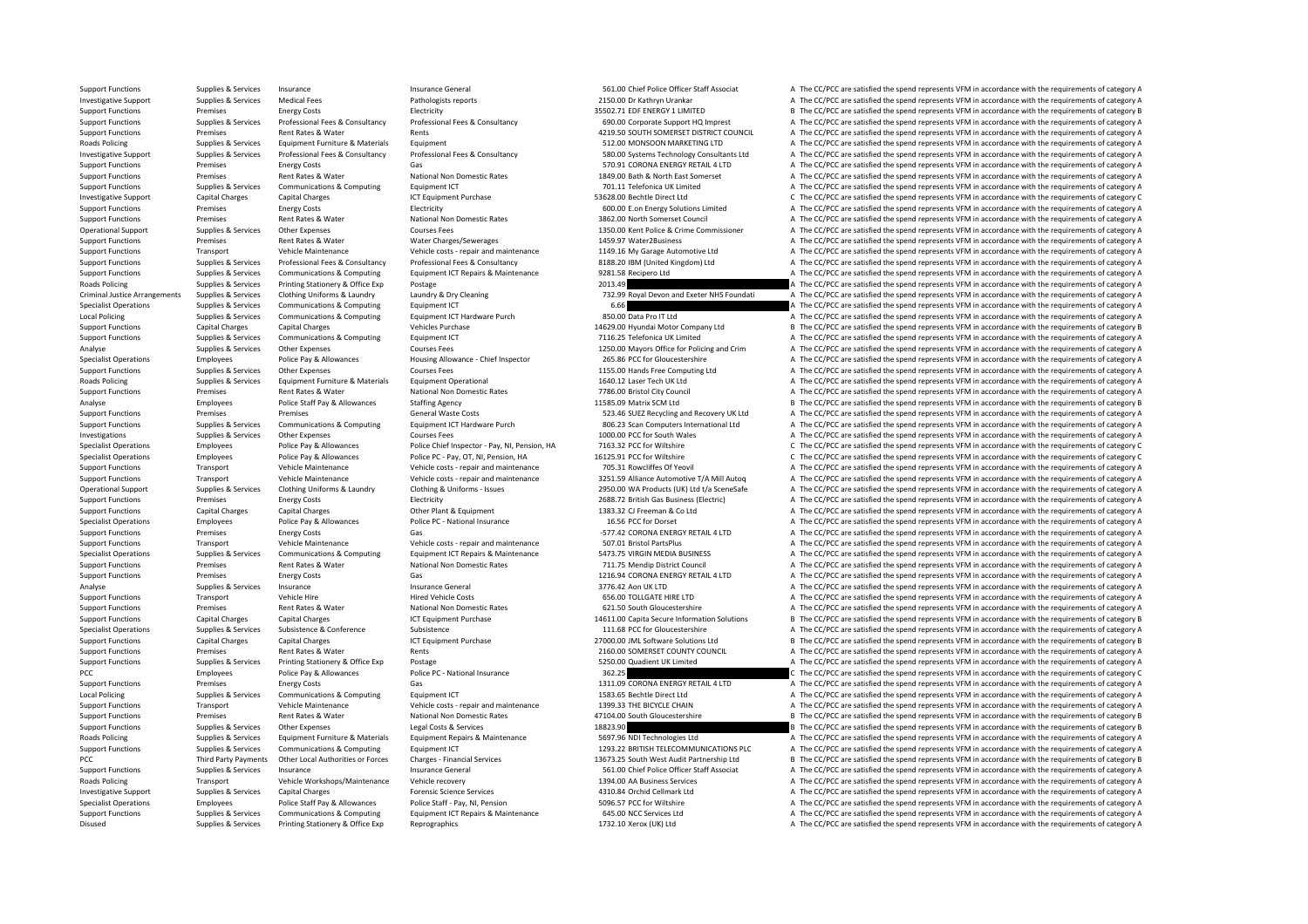| | | | | | | | |
|---|---|---|---|---|---|---|---|
| Support Functions | Supplies & Services | Insurance | Insurance General | 561.00 | Chief Police Officer Staff Associat | A | The CC/PCC are satisfied the spend represents VFM in accordance with the requirements of category A |
| Investigative Support | Supplies & Services | Medical Fees | Pathologists reports | 2150.00 | Dr Kathryn Urankar | A | The CC/PCC are satisfied the spend represents VFM in accordance with the requirements of category A |
| Support Functions | Premises | Energy Costs | Electricity | 35502.71 | EDF ENERGY 1 LIMITED | B | The CC/PCC are satisfied the spend represents VFM in accordance with the requirements of category B |
| Support Functions | Supplies & Services | Professional Fees & Consultancy | Professional Fees & Consultancy | 690.00 | Corporate Support HQ Imprest | A | The CC/PCC are satisfied the spend represents VFM in accordance with the requirements of category A |
| Support Functions | Premises | Rent Rates & Water | Rents | 4219.50 | SOUTH SOMERSET DISTRICT COUNCIL | A | The CC/PCC are satisfied the spend represents VFM in accordance with the requirements of category A |
| Roads Policing | Supplies & Services | Equipment Furniture & Materials | Equipment | 512.00 | MONSOON MARKETING LTD | A | The CC/PCC are satisfied the spend represents VFM in accordance with the requirements of category A |
| Investigative Support | Supplies & Services | Professional Fees & Consultancy | Professional Fees & Consultancy | 580.00 | Systems Technology Consultants Ltd | A | The CC/PCC are satisfied the spend represents VFM in accordance with the requirements of category A |
| Support Functions | Premises | Energy Costs | Gas | 570.91 | CORONA ENERGY RETAIL 4 LTD | A | The CC/PCC are satisfied the spend represents VFM in accordance with the requirements of category A |
| Support Functions | Premises | Rent Rates & Water | National Non Domestic Rates | 1849.00 | Bath & North East Somerset | A | The CC/PCC are satisfied the spend represents VFM in accordance with the requirements of category A |
| Support Functions | Supplies & Services | Communications & Computing | Equipment ICT | 701.11 | Telefonica UK Limited | A | The CC/PCC are satisfied the spend represents VFM in accordance with the requirements of category A |
| Investigative Support | Capital Charges | Capital Charges | ICT Equipment Purchase | 53628.00 | Bechtle Direct Ltd | C | The CC/PCC are satisfied the spend represents VFM in accordance with the requirements of category C |
| Support Functions | Premises | Energy Costs | Electricity | 600.00 | E.on Energy Solutions Limited | A | The CC/PCC are satisfied the spend represents VFM in accordance with the requirements of category A |
| Support Functions | Premises | Rent Rates & Water | National Non Domestic Rates | 3862.00 | North Somerset Council | A | The CC/PCC are satisfied the spend represents VFM in accordance with the requirements of category A |
| Operational Support | Supplies & Services | Other Expenses | Courses Fees | 1350.00 | Kent Police & Crime Commissioner | A | The CC/PCC are satisfied the spend represents VFM in accordance with the requirements of category A |
| Support Functions | Premises | Rent Rates & Water | Water Charges/Sewerages | 1459.97 | Water2Business | A | The CC/PCC are satisfied the spend represents VFM in accordance with the requirements of category A |
| Support Functions | Transport | Vehicle Maintenance | Vehicle costs - repair and maintenance | 1149.16 | My Garage Automotive Ltd | A | The CC/PCC are satisfied the spend represents VFM in accordance with the requirements of category A |
| Support Functions | Supplies & Services | Professional Fees & Consultancy | Professional Fees & Consultancy | 8188.20 | IBM (United Kingdom) Ltd | A | The CC/PCC are satisfied the spend represents VFM in accordance with the requirements of category A |
| Support Functions | Supplies & Services | Communications & Computing | Equipment ICT Repairs & Maintenance | 9281.58 | Recipero Ltd | A | The CC/PCC are satisfied the spend represents VFM in accordance with the requirements of category A |
| Roads Policing | Supplies & Services | Printing Stationery & Office Exp | Postage | 2013.49 | | A | The CC/PCC are satisfied the spend represents VFM in accordance with the requirements of category A |
| Criminal Justice Arrangements | Supplies & Services | Clothing Uniforms & Laundry | Laundry & Dry Cleaning | 732.99 | Royal Devon and Exeter NHS Foundati | A | The CC/PCC are satisfied the spend represents VFM in accordance with the requirements of category A |
| Specialist Operations | Supplies & Services | Communications & Computing | Equipment ICT | 6.66 | | A | The CC/PCC are satisfied the spend represents VFM in accordance with the requirements of category A |
| Local Policing | Supplies & Services | Communications & Computing | Equipment ICT Hardware Purch | 850.00 | Data Pro IT Ltd | A | The CC/PCC are satisfied the spend represents VFM in accordance with the requirements of category A |
| Support Functions | Capital Charges | Capital Charges | Vehicles Purchase | 14629.00 | Hyundai Motor Company Ltd | B | The CC/PCC are satisfied the spend represents VFM in accordance with the requirements of category B |
| Support Functions | Supplies & Services | Communications & Computing | Equipment ICT | 7116.25 | Telefonica UK Limited | A | The CC/PCC are satisfied the spend represents VFM in accordance with the requirements of category A |
| Analyse | Supplies & Services | Other Expenses | Courses Fees | 1250.00 | Mayors Office for Policing and Crim | A | The CC/PCC are satisfied the spend represents VFM in accordance with the requirements of category A |
| Specialist Operations | Employees | Police Pay & Allowances | Housing Allowance - Chief Inspector | 265.86 | PCC for Gloucestershire | A | The CC/PCC are satisfied the spend represents VFM in accordance with the requirements of category A |
| Support Functions | Supplies & Services | Other Expenses | Courses Fees | 1155.00 | Hands Free Computing Ltd | A | The CC/PCC are satisfied the spend represents VFM in accordance with the requirements of category A |
| Roads Policing | Supplies & Services | Equipment Furniture & Materials | Equipment Operational | 1640.12 | Laser Tech UK Ltd | A | The CC/PCC are satisfied the spend represents VFM in accordance with the requirements of category A |
| Support Functions | Premises | Rent Rates & Water | National Non Domestic Rates | 7786.00 | Bristol City Council | A | The CC/PCC are satisfied the spend represents VFM in accordance with the requirements of category A |
| Analyse | Employees | Police Staff Pay & Allowances | Staffing Agency | 11585.09 | Matrix SCM Ltd | B | The CC/PCC are satisfied the spend represents VFM in accordance with the requirements of category B |
| Support Functions | Premises | Premises | General Waste Costs | 523.46 | SUEZ Recycling and Recovery UK Ltd | A | The CC/PCC are satisfied the spend represents VFM in accordance with the requirements of category A |
| Support Functions | Supplies & Services | Communications & Computing | Equipment ICT Hardware Purch | 806.23 | Scan Computers International Ltd | A | The CC/PCC are satisfied the spend represents VFM in accordance with the requirements of category A |
| Investigations | Supplies & Services | Other Expenses | Courses Fees | 1000.00 | PCC for South Wales | A | The CC/PCC are satisfied the spend represents VFM in accordance with the requirements of category A |
| Specialist Operations | Employees | Police Pay & Allowances | Police Chief Inspector - Pay, NI, Pension, HA | 7163.32 | PCC for Wiltshire | C | The CC/PCC are satisfied the spend represents VFM in accordance with the requirements of category C |
| Specialist Operations | Employees | Police Pay & Allowances | Police PC - Pay, OT, NI, Pension, HA | 16125.91 | PCC for Wiltshire | C | The CC/PCC are satisfied the spend represents VFM in accordance with the requirements of category C |
| Support Functions | Transport | Vehicle Maintenance | Vehicle costs - repair and maintenance | 705.31 | Rowcliffes Of Yeovil | A | The CC/PCC are satisfied the spend represents VFM in accordance with the requirements of category A |
| Support Functions | Transport | Vehicle Maintenance | Vehicle costs - repair and maintenance | 3251.59 | Alliance Automotive T/A Mill Autoq | A | The CC/PCC are satisfied the spend represents VFM in accordance with the requirements of category A |
| Operational Support | Supplies & Services | Clothing Uniforms & Laundry | Clothing & Uniforms - Issues | 2950.00 | WA Products (UK) Ltd t/a SceneSafe | A | The CC/PCC are satisfied the spend represents VFM in accordance with the requirements of category A |
| Support Functions | Premises | Energy Costs | Electricity | 2688.72 | British Gas Business (Electric) | A | The CC/PCC are satisfied the spend represents VFM in accordance with the requirements of category A |
| Support Functions | Capital Charges | Capital Charges | Other Plant & Equipment | 1383.32 | CJ Freeman & Co Ltd | A | The CC/PCC are satisfied the spend represents VFM in accordance with the requirements of category A |
| Specialist Operations | Employees | Police Pay & Allowances | Police PC - National Insurance | 16.56 | PCC for Dorset | A | The CC/PCC are satisfied the spend represents VFM in accordance with the requirements of category A |
| Support Functions | Premises | Energy Costs | Gas | -577.42 | CORONA ENERGY RETAIL 4 LTD | A | The CC/PCC are satisfied the spend represents VFM in accordance with the requirements of category A |
| Support Functions | Transport | Vehicle Maintenance | Vehicle costs - repair and maintenance | 507.01 | Bristol PartsPlus | A | The CC/PCC are satisfied the spend represents VFM in accordance with the requirements of category A |
| Specialist Operations | Supplies & Services | Communications & Computing | Equipment ICT Repairs & Maintenance | 5473.75 | VIRGIN MEDIA BUSINESS | A | The CC/PCC are satisfied the spend represents VFM in accordance with the requirements of category A |
| Support Functions | Premises | Rent Rates & Water | National Non Domestic Rates | 711.75 | Mendip District Council | A | The CC/PCC are satisfied the spend represents VFM in accordance with the requirements of category A |
| Support Functions | Premises | Energy Costs | Gas | 1216.94 | CORONA ENERGY RETAIL 4 LTD | A | The CC/PCC are satisfied the spend represents VFM in accordance with the requirements of category A |
| Analyse | Supplies & Services | Insurance | Insurance General | 3776.42 | Aon UK LTD | A | The CC/PCC are satisfied the spend represents VFM in accordance with the requirements of category A |
| Support Functions | Transport | Vehicle Hire | Hired Vehicle Costs | 656.00 | TOLLGATE HIRE LTD | A | The CC/PCC are satisfied the spend represents VFM in accordance with the requirements of category A |
| Support Functions | Premises | Rent Rates & Water | National Non Domestic Rates | 621.50 | South Gloucestershire | A | The CC/PCC are satisfied the spend represents VFM in accordance with the requirements of category A |
| Support Functions | Capital Charges | Capital Charges | ICT Equipment Purchase | 14611.00 | Capita Secure Information Solutions | B | The CC/PCC are satisfied the spend represents VFM in accordance with the requirements of category B |
| Specialist Operations | Supplies & Services | Subsistence & Conference | Subsistence | 111.68 | PCC for Gloucestershire | A | The CC/PCC are satisfied the spend represents VFM in accordance with the requirements of category A |
| Support Functions | Capital Charges | Capital Charges | ICT Equipment Purchase | 27000.00 | JML Software Solutions Ltd | B | The CC/PCC are satisfied the spend represents VFM in accordance with the requirements of category B |
| Support Functions | Premises | Rent Rates & Water | Rents | 2160.00 | SOMERSET COUNTY COUNCIL | A | The CC/PCC are satisfied the spend represents VFM in accordance with the requirements of category A |
| Support Functions | Supplies & Services | Printing Stationery & Office Exp | Postage | 5250.00 | Quadient UK Limited | A | The CC/PCC are satisfied the spend represents VFM in accordance with the requirements of category A |
| PCC | Employees | Police Pay & Allowances | Police PC - National Insurance | 362.25 | | C | The CC/PCC are satisfied the spend represents VFM in accordance with the requirements of category C |
| Support Functions | Premises | Energy Costs | Gas | 1311.09 | CORONA ENERGY RETAIL 4 LTD | A | The CC/PCC are satisfied the spend represents VFM in accordance with the requirements of category A |
| Local Policing | Supplies & Services | Communications & Computing | Equipment ICT | 1583.65 | Bechtle Direct Ltd | A | The CC/PCC are satisfied the spend represents VFM in accordance with the requirements of category A |
| Support Functions | Transport | Vehicle Maintenance | Vehicle costs - repair and maintenance | 1399.33 | THE BICYCLE CHAIN | A | The CC/PCC are satisfied the spend represents VFM in accordance with the requirements of category A |
| Support Functions | Premises | Rent Rates & Water | National Non Domestic Rates | 47104.00 | South Gloucestershire | B | The CC/PCC are satisfied the spend represents VFM in accordance with the requirements of category B |
| Support Functions | Supplies & Services | Other Expenses | Legal Costs & Services | 18823.90 | | B | The CC/PCC are satisfied the spend represents VFM in accordance with the requirements of category B |
| Roads Policing | Supplies & Services | Equipment Furniture & Materials | Equipment Repairs & Maintenance | 5697.96 | NDI Technologies Ltd | A | The CC/PCC are satisfied the spend represents VFM in accordance with the requirements of category A |
| Support Functions | Supplies & Services | Communications & Computing | Equipment ICT | 1293.22 | BRITISH TELECOMMUNICATIONS PLC | A | The CC/PCC are satisfied the spend represents VFM in accordance with the requirements of category A |
| PCC | Third Party Payments | Other Local Authorities or Forces | Charges - Financial Services | 13673.25 | South West Audit Partnership Ltd | B | The CC/PCC are satisfied the spend represents VFM in accordance with the requirements of category B |
| Support Functions | Supplies & Services | Insurance | Insurance General | 561.00 | Chief Police Officer Staff Associat | A | The CC/PCC are satisfied the spend represents VFM in accordance with the requirements of category A |
| Roads Policing | Transport | Vehicle Workshops/Maintenance | Vehicle recovery | 1394.00 | AA Business Services | A | The CC/PCC are satisfied the spend represents VFM in accordance with the requirements of category A |
| Investigative Support | Supplies & Services | Capital Charges | Forensic Science Services | 4310.84 | Orchid Cellmark Ltd | A | The CC/PCC are satisfied the spend represents VFM in accordance with the requirements of category A |
| Specialist Operations | Employees | Police Staff Pay & Allowances | Police Staff - Pay, NI, Pension | 5096.57 | PCC for Wiltshire | A | The CC/PCC are satisfied the spend represents VFM in accordance with the requirements of category A |
| Support Functions | Supplies & Services | Communications & Computing | Equipment ICT Repairs & Maintenance | 645.00 | NCC Services Ltd | A | The CC/PCC are satisfied the spend represents VFM in accordance with the requirements of category A |
| Disused | Supplies & Services | Printing Stationery & Office Exp | Reprographics | 1732.10 | Xerox (UK) Ltd | A | The CC/PCC are satisfied the spend represents VFM in accordance with the requirements of category A |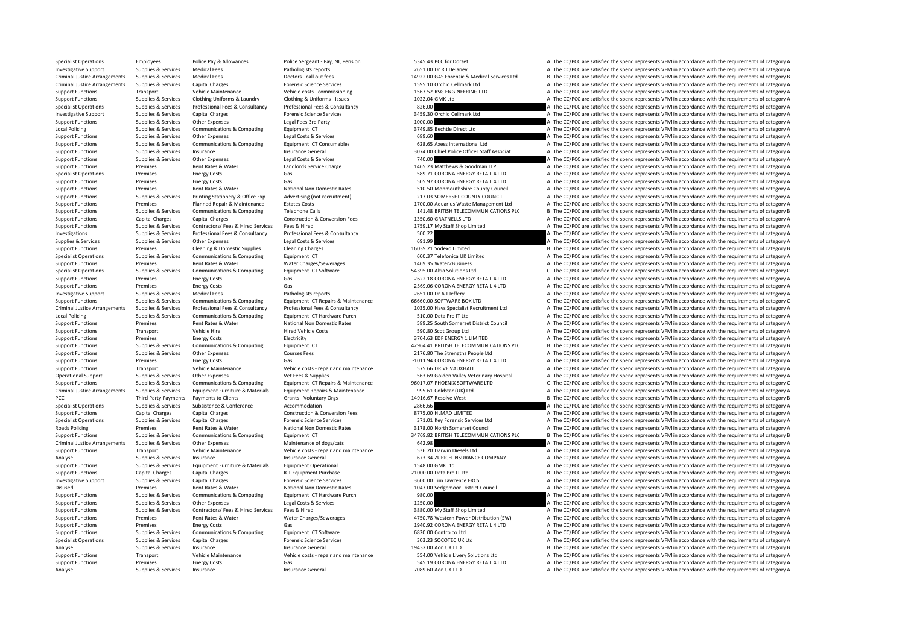| | | | | | | |
|---|---|---|---|---|---|---|
| Specialist Operations | Employees | Police Pay & Allowances | Police Sergeant - Pay, NI, Pension | 5345.43 | PCC for Dorset | A The CC/PCC are satisfied the spend represents VFM in accordance with the requirements of category A |
| Investigative Support | Supplies & Services | Medical Fees | Pathologists reports | 2651.00 | Dr R J Delaney | A The CC/PCC are satisfied the spend represents VFM in accordance with the requirements of category A |
| Criminal Justice Arrangements | Supplies & Services | Medical Fees | Doctors - call out fees | 14922.00 | G4S Forensic & Medical Services Ltd | B The CC/PCC are satisfied the spend represents VFM in accordance with the requirements of category B |
| Criminal Justice Arrangements | Supplies & Services | Capital Charges | Forensic Science Services | 1595.10 | Orchid Cellmark Ltd | A The CC/PCC are satisfied the spend represents VFM in accordance with the requirements of category A |
| Support Functions | Transport | Vehicle Maintenance | Vehicle costs - commissioning | 1567.52 | RSG ENGINEERING LTD | A The CC/PCC are satisfied the spend represents VFM in accordance with the requirements of category A |
| Support Functions | Supplies & Services | Clothing Uniforms & Laundry | Clothing & Uniforms - Issues | 1022.04 | GMK Ltd | A The CC/PCC are satisfied the spend represents VFM in accordance with the requirements of category A |
| Specialist Operations | Supplies & Services | Professional Fees & Consultancy | Professional Fees & Consultancy | 826.00 | | A The CC/PCC are satisfied the spend represents VFM in accordance with the requirements of category A |
| Investigative Support | Supplies & Services | Capital Charges | Forensic Science Services | 3459.30 | Orchid Cellmark Ltd | A The CC/PCC are satisfied the spend represents VFM in accordance with the requirements of category A |
| Support Functions | Supplies & Services | Other Expenses | Legal Fees 3rd Party | 1000.00 | | A The CC/PCC are satisfied the spend represents VFM in accordance with the requirements of category A |
| Local Policing | Supplies & Services | Communications & Computing | Equipment ICT | 3749.85 | Bechtle Direct Ltd | A The CC/PCC are satisfied the spend represents VFM in accordance with the requirements of category A |
| Support Functions | Supplies & Services | Other Expenses | Legal Costs & Services | 689.60 | | A The CC/PCC are satisfied the spend represents VFM in accordance with the requirements of category A |
| Support Functions | Supplies & Services | Communications & Computing | Equipment ICT Consumables | 628.65 | Axess International Ltd | A The CC/PCC are satisfied the spend represents VFM in accordance with the requirements of category A |
| Support Functions | Supplies & Services | Insurance | Insurance General | 3074.00 | Chief Police Officer Staff Associat | A The CC/PCC are satisfied the spend represents VFM in accordance with the requirements of category A |
| Support Functions | Supplies & Services | Other Expenses | Legal Costs & Services | 740.00 | | A The CC/PCC are satisfied the spend represents VFM in accordance with the requirements of category A |
| Support Functions | Premises | Rent Rates & Water | Landlords Service Charge | 1465.23 | Matthews & Goodman LLP | A The CC/PCC are satisfied the spend represents VFM in accordance with the requirements of category A |
| Specialist Operations | Premises | Energy Costs | Gas | 589.71 | CORONA ENERGY RETAIL 4 LTD | A The CC/PCC are satisfied the spend represents VFM in accordance with the requirements of category A |
| Support Functions | Premises | Energy Costs | Gas | 505.97 | CORONA ENERGY RETAIL 4 LTD | A The CC/PCC are satisfied the spend represents VFM in accordance with the requirements of category A |
| Support Functions | Premises | Rent Rates & Water | National Non Domestic Rates | 510.50 | Monmouthshire County Council | A The CC/PCC are satisfied the spend represents VFM in accordance with the requirements of category A |
| Support Functions | Supplies & Services | Printing Stationery & Office Exp | Advertising (not recruitment) | 217.03 | SOMERSET COUNTY COUNCIL | A The CC/PCC are satisfied the spend represents VFM in accordance with the requirements of category A |
| Support Functions | Premises | Planned Repair & Maintenance | Estates Costs | 1700.00 | Aquarius Waste Management Ltd | A The CC/PCC are satisfied the spend represents VFM in accordance with the requirements of category A |
| Support Functions | Supplies & Services | Communications & Computing | Telephone Calls | 141.48 | BRITISH TELECOMMUNICATIONS PLC | B The CC/PCC are satisfied the spend represents VFM in accordance with the requirements of category B |
| Support Functions | Capital Charges | Capital Charges | Construction & Conversion Fees | 1350.60 | GRATNELLS LTD | A The CC/PCC are satisfied the spend represents VFM in accordance with the requirements of category A |
| Support Functions | Supplies & Services | Contractors/ Fees & Hired Services | Fees & Hired | 1759.17 | My Staff Shop Limited | A The CC/PCC are satisfied the spend represents VFM in accordance with the requirements of category A |
| Investigations | Supplies & Services | Professional Fees & Consultancy | Professional Fees & Consultancy | 500.22 | | A The CC/PCC are satisfied the spend represents VFM in accordance with the requirements of category A |
| Supplies & Services | Supplies & Services | Other Expenses | Legal Costs & Services | 691.99 | | A The CC/PCC are satisfied the spend represents VFM in accordance with the requirements of category A |
| Support Functions | Premises | Cleaning & Domestic Supplies | Cleaning Charges | 16039.21 | Sodexo Limited | B The CC/PCC are satisfied the spend represents VFM in accordance with the requirements of category B |
| Specialist Operations | Supplies & Services | Communications & Computing | Equipment ICT | 600.37 | Telefonica UK Limited | A The CC/PCC are satisfied the spend represents VFM in accordance with the requirements of category A |
| Support Functions | Premises | Rent Rates & Water | Water Charges/Sewerages | 1469.35 | Water2Business | A The CC/PCC are satisfied the spend represents VFM in accordance with the requirements of category A |
| Specialist Operations | Supplies & Services | Communications & Computing | Equipment ICT Software | 54395.00 | Altia Solutions Ltd | C The CC/PCC are satisfied the spend represents VFM in accordance with the requirements of category C |
| Support Functions | Premises | Energy Costs | Gas | -2622.18 | CORONA ENERGY RETAIL 4 LTD | A The CC/PCC are satisfied the spend represents VFM in accordance with the requirements of category A |
| Support Functions | Premises | Energy Costs | Gas | -2569.06 | CORONA ENERGY RETAIL 4 LTD | A The CC/PCC are satisfied the spend represents VFM in accordance with the requirements of category A |
| Investigative Support | Supplies & Services | Medical Fees | Pathologists reports | 2651.00 | Dr A J Jeffery | A The CC/PCC are satisfied the spend represents VFM in accordance with the requirements of category A |
| Support Functions | Supplies & Services | Communications & Computing | Equipment ICT Repairs & Maintenance | 66660.00 | SOFTWARE BOX LTD | C The CC/PCC are satisfied the spend represents VFM in accordance with the requirements of category C |
| Criminal Justice Arrangements | Supplies & Services | Professional Fees & Consultancy | Professional Fees & Consultancy | 1035.00 | Hays Specialist Recruitment Ltd | A The CC/PCC are satisfied the spend represents VFM in accordance with the requirements of category A |
| Local Policing | Supplies & Services | Communications & Computing | Equipment ICT Hardware Purch | 510.00 | Data Pro IT Ltd | A The CC/PCC are satisfied the spend represents VFM in accordance with the requirements of category A |
| Support Functions | Premises | Rent Rates & Water | National Non Domestic Rates | 589.25 | South Somerset District Council | A The CC/PCC are satisfied the spend represents VFM in accordance with the requirements of category A |
| Support Functions | Transport | Vehicle Hire | Hired Vehicle Costs | 590.80 | Scot Group Ltd | A The CC/PCC are satisfied the spend represents VFM in accordance with the requirements of category A |
| Support Functions | Premises | Energy Costs | Electricity | 3704.63 | EDF ENERGY 1 LIMITED | A The CC/PCC are satisfied the spend represents VFM in accordance with the requirements of category A |
| Support Functions | Supplies & Services | Communications & Computing | Equipment ICT | 42964.41 | BRITISH TELECOMMUNICATIONS PLC | B The CC/PCC are satisfied the spend represents VFM in accordance with the requirements of category B |
| Support Functions | Supplies & Services | Other Expenses | Courses Fees | 2176.80 | The Strengths People Ltd | A The CC/PCC are satisfied the spend represents VFM in accordance with the requirements of category A |
| Support Functions | Premises | Energy Costs | Gas | -1011.94 | CORONA ENERGY RETAIL 4 LTD | A The CC/PCC are satisfied the spend represents VFM in accordance with the requirements of category A |
| Support Functions | Transport | Vehicle Maintenance | Vehicle costs - repair and maintenance | 575.66 | DRIVE VAUXHALL | A The CC/PCC are satisfied the spend represents VFM in accordance with the requirements of category A |
| Operational Support | Supplies & Services | Other Expenses | Vet Fees & Supplies | 563.69 | Golden Valley Veterinary Hospital | A The CC/PCC are satisfied the spend represents VFM in accordance with the requirements of category A |
| Support Functions | Supplies & Services | Communications & Computing | Equipment ICT Repairs & Maintenance | 96017.07 | PHOENIX SOFTWARE LTD | C The CC/PCC are satisfied the spend represents VFM in accordance with the requirements of category C |
| Criminal Justice Arrangements | Supplies & Services | Equipment Furniture & Materials | Equipment Repairs & Maintenance | 995.61 | Coldstar (UK) Ltd | A The CC/PCC are satisfied the spend represents VFM in accordance with the requirements of category A |
| PCC | Third Party Payments | Payments to Clients | Grants - Voluntary Orgs | 14916.67 | Resolve West | B The CC/PCC are satisfied the spend represents VFM in accordance with the requirements of category B |
| Specialist Operations | Supplies & Services | Subsistence & Conference | Accommodation | 2866.66 | | A The CC/PCC are satisfied the spend represents VFM in accordance with the requirements of category A |
| Support Functions | Capital Charges | Capital Charges | Construction & Conversion Fees | 8775.00 | HLMAD LIMITED | A The CC/PCC are satisfied the spend represents VFM in accordance with the requirements of category A |
| Specialist Operations | Supplies & Services | Capital Charges | Forensic Science Services | 371.01 | Key Forensic Services Ltd | A The CC/PCC are satisfied the spend represents VFM in accordance with the requirements of category A |
| Roads Policing | Premises | Rent Rates & Water | National Non Domestic Rates | 3178.00 | North Somerset Council | A The CC/PCC are satisfied the spend represents VFM in accordance with the requirements of category A |
| Support Functions | Supplies & Services | Communications & Computing | Equipment ICT | 34769.82 | BRITISH TELECOMMUNICATIONS PLC | B The CC/PCC are satisfied the spend represents VFM in accordance with the requirements of category B |
| Criminal Justice Arrangements | Supplies & Services | Other Expenses | Maintenance of dogs/cats | 642.98 | | A The CC/PCC are satisfied the spend represents VFM in accordance with the requirements of category A |
| Support Functions | Transport | Vehicle Maintenance | Vehicle costs - repair and maintenance | 536.20 | Darwin Diesels Ltd | A The CC/PCC are satisfied the spend represents VFM in accordance with the requirements of category A |
| Analyse | Supplies & Services | Insurance | Insurance General | 673.34 | ZURICH INSURANCE COMPANY | A The CC/PCC are satisfied the spend represents VFM in accordance with the requirements of category A |
| Support Functions | Supplies & Services | Equipment Furniture & Materials | Equipment Operational | 1548.00 | GMK Ltd | A The CC/PCC are satisfied the spend represents VFM in accordance with the requirements of category A |
| Support Functions | Capital Charges | Capital Charges | ICT Equipment Purchase | 21000.00 | Data Pro IT Ltd | B The CC/PCC are satisfied the spend represents VFM in accordance with the requirements of category B |
| Investigative Support | Supplies & Services | Capital Charges | Forensic Science Services | 3600.00 | Tim Lawrence FRCS | A The CC/PCC are satisfied the spend represents VFM in accordance with the requirements of category A |
| Disused | Premises | Rent Rates & Water | National Non Domestic Rates | 1047.00 | Sedgemoor District Council | A The CC/PCC are satisfied the spend represents VFM in accordance with the requirements of category A |
| Support Functions | Supplies & Services | Communications & Computing | Equipment ICT Hardware Purch | 980.00 | | A The CC/PCC are satisfied the spend represents VFM in accordance with the requirements of category A |
| Support Functions | Supplies & Services | Other Expenses | Legal Costs & Services | 1250.00 | | A The CC/PCC are satisfied the spend represents VFM in accordance with the requirements of category A |
| Support Functions | Supplies & Services | Contractors/ Fees & Hired Services | Fees & Hired | 3880.00 | My Staff Shop Limited | A The CC/PCC are satisfied the spend represents VFM in accordance with the requirements of category A |
| Support Functions | Premises | Rent Rates & Water | Water Charges/Sewerages | 4750.78 | Western Power Distribution (SW) | A The CC/PCC are satisfied the spend represents VFM in accordance with the requirements of category A |
| Support Functions | Premises | Energy Costs | Gas | 1940.92 | CORONA ENERGY RETAIL 4 LTD | A The CC/PCC are satisfied the spend represents VFM in accordance with the requirements of category A |
| Support Functions | Supplies & Services | Communications & Computing | Equipment ICT Software | 6820.00 | Controlco Ltd | A The CC/PCC are satisfied the spend represents VFM in accordance with the requirements of category A |
| Specialist Operations | Supplies & Services | Capital Charges | Forensic Science Services | 303.23 | SOCOTEC UK Ltd | A The CC/PCC are satisfied the spend represents VFM in accordance with the requirements of category A |
| Analyse | Supplies & Services | Insurance | Insurance General | 19432.00 | Aon UK LTD | B The CC/PCC are satisfied the spend represents VFM in accordance with the requirements of category B |
| Support Functions | Transport | Vehicle Maintenance | Vehicle costs - repair and maintenance | 554.00 | Vehicle Livery Solutions Ltd | A The CC/PCC are satisfied the spend represents VFM in accordance with the requirements of category A |
| Support Functions | Premises | Energy Costs | Gas | 545.19 | CORONA ENERGY RETAIL 4 LTD | A The CC/PCC are satisfied the spend represents VFM in accordance with the requirements of category A |
| Analyse | Supplies & Services | Insurance | Insurance General | 7089.60 | Aon UK LTD | A The CC/PCC are satisfied the spend represents VFM in accordance with the requirements of category A |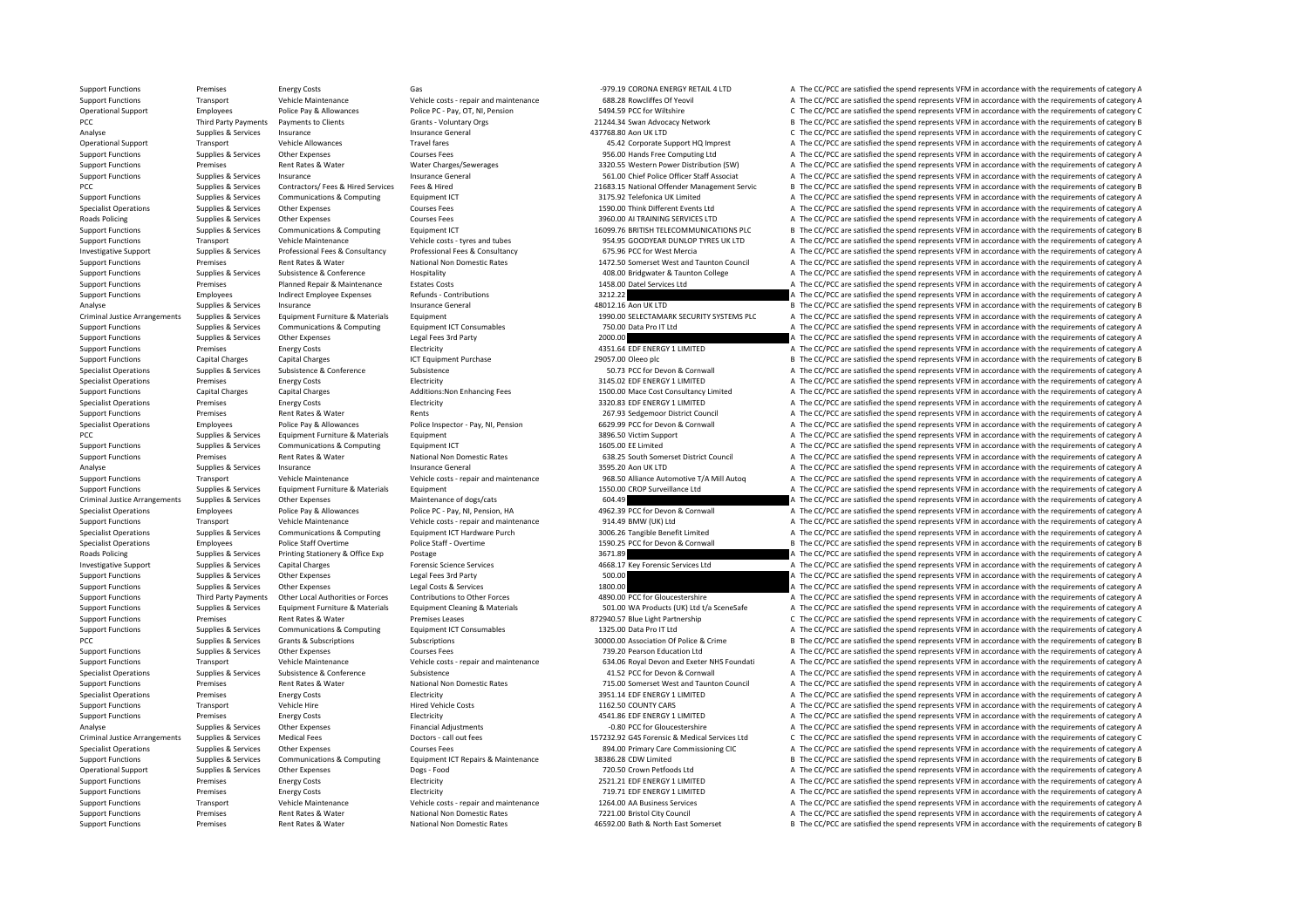| | | | | | | |
|---|---|---|---|---|---|---|
| Support Functions | Premises | Energy Costs | Gas | -979.19 | CORONA ENERGY RETAIL 4 LTD | A The CC/PCC are satisfied the spend represents VFM in accordance with the requirements of category A |
| Support Functions | Transport | Vehicle Maintenance | Vehicle costs - repair and maintenance | 688.28 | Rowcliffes Of Yeovil | A The CC/PCC are satisfied the spend represents VFM in accordance with the requirements of category A |
| Operational Support | Employees | Police Pay & Allowances | Police PC - Pay, OT, NI, Pension | 5494.59 | PCC for Wiltshire | C The CC/PCC are satisfied the spend represents VFM in accordance with the requirements of category C |
| PCC | Third Party Payments | Payments to Clients | Grants - Voluntary Orgs | 21244.34 | Swan Advocacy Network | B The CC/PCC are satisfied the spend represents VFM in accordance with the requirements of category B |
| Analyse | Supplies & Services | Insurance | Insurance General | 437768.80 | Aon UK LTD | C The CC/PCC are satisfied the spend represents VFM in accordance with the requirements of category C |
| Operational Support | Transport | Vehicle Allowances | Travel fares | 45.42 | Corporate Support HQ Imprest | A The CC/PCC are satisfied the spend represents VFM in accordance with the requirements of category A |
| Support Functions | Supplies & Services | Other Expenses | Courses Fees | 956.00 | Hands Free Computing Ltd | A The CC/PCC are satisfied the spend represents VFM in accordance with the requirements of category A |
| Support Functions | Premises | Rent Rates & Water | Water Charges/Sewerages | 3320.55 | Western Power Distribution (SW) | A The CC/PCC are satisfied the spend represents VFM in accordance with the requirements of category A |
| Support Functions | Supplies & Services | Insurance | Insurance General | 561.00 | Chief Police Officer Staff Associat | A The CC/PCC are satisfied the spend represents VFM in accordance with the requirements of category A |
| PCC | Supplies & Services | Contractors/ Fees & Hired Services | Fees & Hired | 21683.15 | National Offender Management Servic | B The CC/PCC are satisfied the spend represents VFM in accordance with the requirements of category B |
| Support Functions | Supplies & Services | Communications & Computing | Equipment ICT | 3175.92 | Telefonica UK Limited | A The CC/PCC are satisfied the spend represents VFM in accordance with the requirements of category A |
| Specialist Operations | Supplies & Services | Other Expenses | Courses Fees | 1590.00 | Think Different Events Ltd | A The CC/PCC are satisfied the spend represents VFM in accordance with the requirements of category A |
| Roads Policing | Supplies & Services | Other Expenses | Courses Fees | 3960.00 | AI TRAINING SERVICES LTD | A The CC/PCC are satisfied the spend represents VFM in accordance with the requirements of category A |
| Support Functions | Supplies & Services | Communications & Computing | Equipment ICT | 16099.76 | BRITISH TELECOMMUNICATIONS PLC | B The CC/PCC are satisfied the spend represents VFM in accordance with the requirements of category B |
| Support Functions | Transport | Vehicle Maintenance | Vehicle costs - tyres and tubes | 954.95 | GOODYEAR DUNLOP TYRES UK LTD | A The CC/PCC are satisfied the spend represents VFM in accordance with the requirements of category A |
| Investigative Support | Supplies & Services | Professional Fees & Consultancy | Professional Fees & Consultancy | 675.96 | PCC for West Mercia | A The CC/PCC are satisfied the spend represents VFM in accordance with the requirements of category A |
| Support Functions | Premises | Rent Rates & Water | National Non Domestic Rates | 1472.50 | Somerset West and Taunton Council | A The CC/PCC are satisfied the spend represents VFM in accordance with the requirements of category A |
| Support Functions | Supplies & Services | Subsistence & Conference | Hospitality | 408.00 | Bridgwater & Taunton College | A The CC/PCC are satisfied the spend represents VFM in accordance with the requirements of category A |
| Support Functions | Premises | Planned Repair & Maintenance | Estates Costs | 1458.00 | Datel Services Ltd | A The CC/PCC are satisfied the spend represents VFM in accordance with the requirements of category A |
| Support Functions | Employees | Indirect Employee Expenses | Refunds - Contributions | 3212.22 | | A The CC/PCC are satisfied the spend represents VFM in accordance with the requirements of category A |
| Analyse | Supplies & Services | Insurance | Insurance General | 48012.16 | Aon UK LTD | B The CC/PCC are satisfied the spend represents VFM in accordance with the requirements of category B |
| Criminal Justice Arrangements | Supplies & Services | Equipment Furniture & Materials | Equipment | 1990.00 | SELECTAMARK SECURITY SYSTEMS PLC | A The CC/PCC are satisfied the spend represents VFM in accordance with the requirements of category A |
| Support Functions | Supplies & Services | Communications & Computing | Equipment ICT Consumables | 750.00 | Data Pro IT Ltd | A The CC/PCC are satisfied the spend represents VFM in accordance with the requirements of category A |
| Support Functions | Supplies & Services | Other Expenses | Legal Fees 3rd Party | 2000.00 | | A The CC/PCC are satisfied the spend represents VFM in accordance with the requirements of category A |
| Support Functions | Premises | Energy Costs | Electricity | 4351.64 | EDF ENERGY 1 LIMITED | A The CC/PCC are satisfied the spend represents VFM in accordance with the requirements of category A |
| Support Functions | Capital Charges | Capital Charges | ICT Equipment Purchase | 29057.00 | Oleeo plc | B The CC/PCC are satisfied the spend represents VFM in accordance with the requirements of category B |
| Specialist Operations | Supplies & Services | Subsistence & Conference | Subsistence | 50.73 | PCC for Devon & Cornwall | A The CC/PCC are satisfied the spend represents VFM in accordance with the requirements of category A |
| Specialist Operations | Premises | Energy Costs | Electricity | 3145.02 | EDF ENERGY 1 LIMITED | A The CC/PCC are satisfied the spend represents VFM in accordance with the requirements of category A |
| Support Functions | Capital Charges | Capital Charges | Additions:Non Enhancing Fees | 1500.00 | Mace Cost Consultancy Limited | A The CC/PCC are satisfied the spend represents VFM in accordance with the requirements of category A |
| Specialist Operations | Premises | Energy Costs | Electricity | 3320.83 | EDF ENERGY 1 LIMITED | A The CC/PCC are satisfied the spend represents VFM in accordance with the requirements of category A |
| Support Functions | Premises | Rent Rates & Water | Rents | 267.93 | Sedgemoor District Council | A The CC/PCC are satisfied the spend represents VFM in accordance with the requirements of category A |
| Specialist Operations | Employees | Police Pay & Allowances | Police Inspector - Pay, NI, Pension | 6629.99 | PCC for Devon & Cornwall | A The CC/PCC are satisfied the spend represents VFM in accordance with the requirements of category A |
| PCC | Supplies & Services | Equipment Furniture & Materials | Equipment | 3896.50 | Victim Support | A The CC/PCC are satisfied the spend represents VFM in accordance with the requirements of category A |
| Support Functions | Supplies & Services | Communications & Computing | Equipment ICT | 1605.00 | EE Limited | A The CC/PCC are satisfied the spend represents VFM in accordance with the requirements of category A |
| Support Functions | Premises | Rent Rates & Water | National Non Domestic Rates | 638.25 | South Somerset District Council | A The CC/PCC are satisfied the spend represents VFM in accordance with the requirements of category A |
| Analyse | Supplies & Services | Insurance | Insurance General | 3595.20 | Aon UK LTD | A The CC/PCC are satisfied the spend represents VFM in accordance with the requirements of category A |
| Support Functions | Transport | Vehicle Maintenance | Vehicle costs - repair and maintenance | 968.50 | Alliance Automotive T/A Mill Autoq | A The CC/PCC are satisfied the spend represents VFM in accordance with the requirements of category A |
| Support Functions | Supplies & Services | Equipment Furniture & Materials | Equipment | 1550.00 | CROP Surveillance Ltd | A The CC/PCC are satisfied the spend represents VFM in accordance with the requirements of category A |
| Criminal Justice Arrangements | Supplies & Services | Other Expenses | Maintenance of dogs/cats | 604.49 | | A The CC/PCC are satisfied the spend represents VFM in accordance with the requirements of category A |
| Specialist Operations | Employees | Police Pay & Allowances | Police PC - Pay, NI, Pension, HA | 4962.39 | PCC for Devon & Cornwall | A The CC/PCC are satisfied the spend represents VFM in accordance with the requirements of category A |
| Support Functions | Transport | Vehicle Maintenance | Vehicle costs - repair and maintenance | 914.49 | BMW (UK) Ltd | A The CC/PCC are satisfied the spend represents VFM in accordance with the requirements of category A |
| Specialist Operations | Supplies & Services | Communications & Computing | Equipment ICT Hardware Purch | 3006.26 | Tangible Benefit Limited | A The CC/PCC are satisfied the spend represents VFM in accordance with the requirements of category A |
| Specialist Operations | Employees | Police Staff Overtime | Police Staff - Overtime | 1590.25 | PCC for Devon & Cornwall | B The CC/PCC are satisfied the spend represents VFM in accordance with the requirements of category B |
| Roads Policing | Supplies & Services | Printing Stationery & Office Exp | Postage | 3671.89 | | A The CC/PCC are satisfied the spend represents VFM in accordance with the requirements of category A |
| Investigative Support | Supplies & Services | Capital Charges | Forensic Science Services | 4668.17 | Key Forensic Services Ltd | A The CC/PCC are satisfied the spend represents VFM in accordance with the requirements of category A |
| Support Functions | Supplies & Services | Other Expenses | Legal Fees 3rd Party | 500.00 | | A The CC/PCC are satisfied the spend represents VFM in accordance with the requirements of category A |
| Support Functions | Supplies & Services | Other Expenses | Legal Costs & Services | 1800.00 | | A The CC/PCC are satisfied the spend represents VFM in accordance with the requirements of category A |
| Support Functions | Third Party Payments | Other Local Authorities or Forces | Contributions to Other Forces | 4890.00 | PCC for Gloucestershire | A The CC/PCC are satisfied the spend represents VFM in accordance with the requirements of category A |
| Support Functions | Supplies & Services | Equipment Furniture & Materials | Equipment Cleaning & Materials | 501.00 | WA Products (UK) Ltd t/a SceneSafe | A The CC/PCC are satisfied the spend represents VFM in accordance with the requirements of category A |
| Support Functions | Premises | Rent Rates & Water | Premises Leases | 872940.57 | Blue Light Partnership | C The CC/PCC are satisfied the spend represents VFM in accordance with the requirements of category C |
| Support Functions | Supplies & Services | Communications & Computing | Equipment ICT Consumables | 1325.00 | Data Pro IT Ltd | A The CC/PCC are satisfied the spend represents VFM in accordance with the requirements of category A |
| PCC | Supplies & Services | Grants & Subscriptions | Subscriptions | 30000.00 | Association Of Police & Crime | B The CC/PCC are satisfied the spend represents VFM in accordance with the requirements of category B |
| Support Functions | Supplies & Services | Other Expenses | Courses Fees | 739.20 | Pearson Education Ltd | A The CC/PCC are satisfied the spend represents VFM in accordance with the requirements of category A |
| Support Functions | Transport | Vehicle Maintenance | Vehicle costs - repair and maintenance | 634.06 | Royal Devon and Exeter NHS Foundati | A The CC/PCC are satisfied the spend represents VFM in accordance with the requirements of category A |
| Specialist Operations | Supplies & Services | Subsistence & Conference | Subsistence | 41.52 | PCC for Devon & Cornwall | A The CC/PCC are satisfied the spend represents VFM in accordance with the requirements of category A |
| Support Functions | Premises | Rent Rates & Water | National Non Domestic Rates | 715.00 | Somerset West and Taunton Council | A The CC/PCC are satisfied the spend represents VFM in accordance with the requirements of category A |
| Specialist Operations | Premises | Energy Costs | Electricity | 3951.14 | EDF ENERGY 1 LIMITED | A The CC/PCC are satisfied the spend represents VFM in accordance with the requirements of category A |
| Support Functions | Transport | Vehicle Hire | Hired Vehicle Costs | 1162.50 | COUNTY CARS | A The CC/PCC are satisfied the spend represents VFM in accordance with the requirements of category A |
| Support Functions | Premises | Energy Costs | Electricity | 4541.86 | EDF ENERGY 1 LIMITED | A The CC/PCC are satisfied the spend represents VFM in accordance with the requirements of category A |
| Analyse | Supplies & Services | Other Expenses | Financial Adjustments | -0.80 | PCC for Gloucestershire | A The CC/PCC are satisfied the spend represents VFM in accordance with the requirements of category A |
| Criminal Justice Arrangements | Supplies & Services | Medical Fees | Doctors - call out fees | 157232.92 | G4S Forensic & Medical Services Ltd | C The CC/PCC are satisfied the spend represents VFM in accordance with the requirements of category C |
| Specialist Operations | Supplies & Services | Other Expenses | Courses Fees | 894.00 | Primary Care Commissioning CIC | A The CC/PCC are satisfied the spend represents VFM in accordance with the requirements of category A |
| Support Functions | Supplies & Services | Communications & Computing | Equipment ICT Repairs & Maintenance | 38386.28 | CDW Limited | B The CC/PCC are satisfied the spend represents VFM in accordance with the requirements of category B |
| Operational Support | Supplies & Services | Other Expenses | Dogs - Food | 720.50 | Crown Petfoods Ltd | A The CC/PCC are satisfied the spend represents VFM in accordance with the requirements of category A |
| Support Functions | Premises | Energy Costs | Electricity | 2521.21 | EDF ENERGY 1 LIMITED | A The CC/PCC are satisfied the spend represents VFM in accordance with the requirements of category A |
| Support Functions | Premises | Energy Costs | Electricity | 719.71 | EDF ENERGY 1 LIMITED | A The CC/PCC are satisfied the spend represents VFM in accordance with the requirements of category A |
| Support Functions | Transport | Vehicle Maintenance | Vehicle costs - repair and maintenance | 1264.00 | AA Business Services | A The CC/PCC are satisfied the spend represents VFM in accordance with the requirements of category A |
| Support Functions | Premises | Rent Rates & Water | National Non Domestic Rates | 7221.00 | Bristol City Council | A The CC/PCC are satisfied the spend represents VFM in accordance with the requirements of category A |
| Support Functions | Premises | Rent Rates & Water | National Non Domestic Rates | 46592.00 | Bath & North East Somerset | B The CC/PCC are satisfied the spend represents VFM in accordance with the requirements of category B |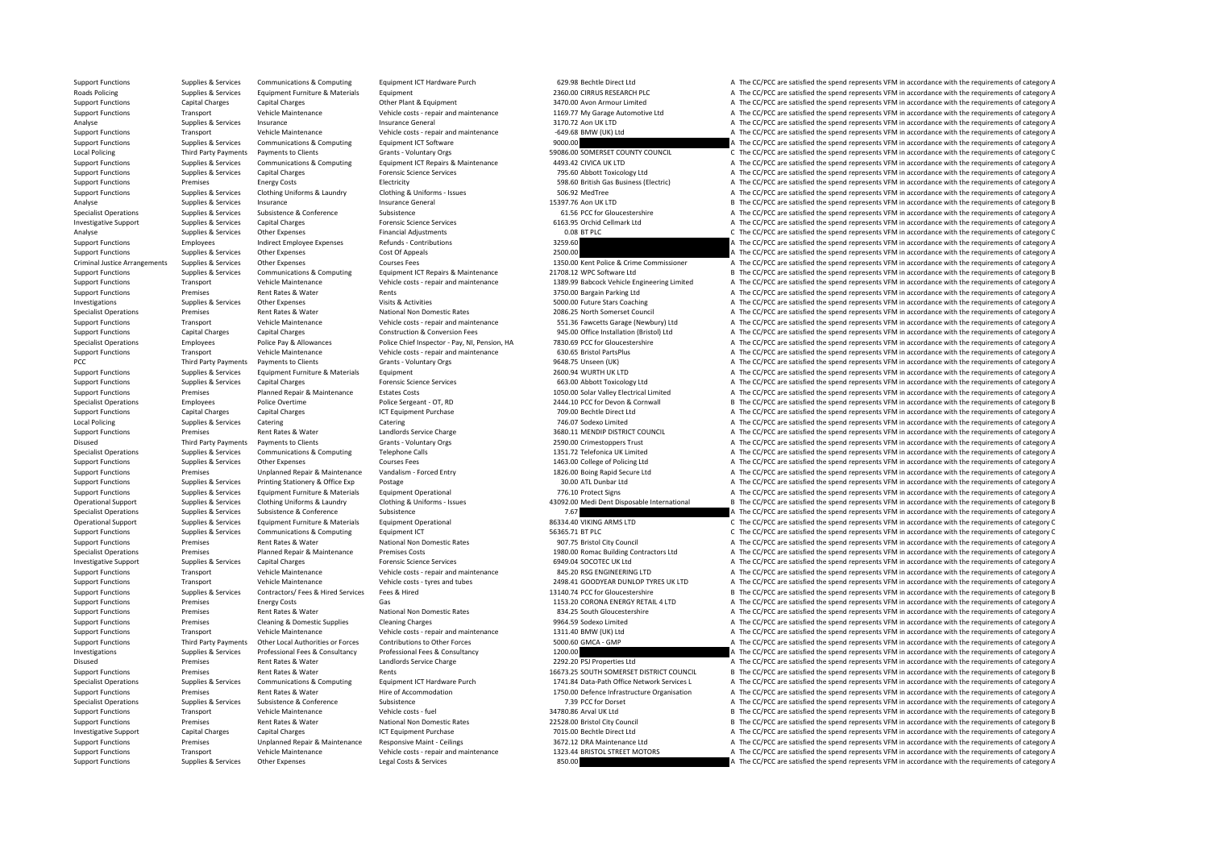| | | | | | | |
|---|---|---|---|---|---|---|
| Support Functions | Supplies & Services | Communications & Computing | Equipment ICT Hardware Purch | 629.98 | Bechtle Direct Ltd | A The CC/PCC are satisfied the spend represents VFM in accordance with the requirements of category A |
| Roads Policing | Supplies & Services | Equipment Furniture & Materials | Equipment | 2360.00 | CIRRUS RESEARCH PLC | A The CC/PCC are satisfied the spend represents VFM in accordance with the requirements of category A |
| Support Functions | Capital Charges | Capital Charges | Other Plant & Equipment | 3470.00 | Avon Armour Limited | A The CC/PCC are satisfied the spend represents VFM in accordance with the requirements of category A |
| Support Functions | Transport | Vehicle Maintenance | Vehicle costs - repair and maintenance | 1169.77 | My Garage Automotive Ltd | A The CC/PCC are satisfied the spend represents VFM in accordance with the requirements of category A |
| Analyse | Supplies & Services | Insurance | Insurance General | 3170.72 | Aon UK LTD | A The CC/PCC are satisfied the spend represents VFM in accordance with the requirements of category A |
| Support Functions | Transport | Vehicle Maintenance | Vehicle costs - repair and maintenance | -649.68 | BMW (UK) Ltd | A The CC/PCC are satisfied the spend represents VFM in accordance with the requirements of category A |
| Support Functions | Supplies & Services | Communications & Computing | Equipment ICT Software | 9000.00 | | A The CC/PCC are satisfied the spend represents VFM in accordance with the requirements of category A |
| Local Policing | Third Party Payments | Payments to Clients | Grants - Voluntary Orgs | 59086.00 | SOMERSET COUNTY COUNCIL | C The CC/PCC are satisfied the spend represents VFM in accordance with the requirements of category C |
| Support Functions | Supplies & Services | Communications & Computing | Equipment ICT Repairs & Maintenance | 4493.42 | CIVICA UK LTD | A The CC/PCC are satisfied the spend represents VFM in accordance with the requirements of category A |
| Support Functions | Supplies & Services | Capital Charges | Forensic Science Services | 795.60 | Abbott Toxicology Ltd | A The CC/PCC are satisfied the spend represents VFM in accordance with the requirements of category A |
| Support Functions | Premises | Energy Costs | Electricity | 598.60 | British Gas Business (Electric) | A The CC/PCC are satisfied the spend represents VFM in accordance with the requirements of category A |
| Support Functions | Supplies & Services | Clothing Uniforms & Laundry | Clothing & Uniforms - Issues | 506.92 | MedTree | A The CC/PCC are satisfied the spend represents VFM in accordance with the requirements of category A |
| Analyse | Supplies & Services | Insurance | Insurance General | 15397.76 | Aon UK LTD | B The CC/PCC are satisfied the spend represents VFM in accordance with the requirements of category B |
| Specialist Operations | Supplies & Services | Subsistence & Conference | Subsistence | 61.56 | PCC for Gloucestershire | A The CC/PCC are satisfied the spend represents VFM in accordance with the requirements of category A |
| Investigative Support | Supplies & Services | Capital Charges | Forensic Science Services | 6163.95 | Orchid Cellmark Ltd | A The CC/PCC are satisfied the spend represents VFM in accordance with the requirements of category A |
| Analyse | Supplies & Services | Other Expenses | Financial Adjustments | 0.08 | BT PLC | C The CC/PCC are satisfied the spend represents VFM in accordance with the requirements of category C |
| Support Functions | Employees | Indirect Employee Expenses | Refunds - Contributions | 3259.60 | | A The CC/PCC are satisfied the spend represents VFM in accordance with the requirements of category A |
| Support Functions | Supplies & Services | Other Expenses | Cost Of Appeals | 2500.00 | | A The CC/PCC are satisfied the spend represents VFM in accordance with the requirements of category A |
| Criminal Justice Arrangements | Supplies & Services | Other Expenses | Courses Fees | 1350.00 | Kent Police & Crime Commissioner | A The CC/PCC are satisfied the spend represents VFM in accordance with the requirements of category A |
| Support Functions | Supplies & Services | Communications & Computing | Equipment ICT Repairs & Maintenance | 21708.12 | WPC Software Ltd | B The CC/PCC are satisfied the spend represents VFM in accordance with the requirements of category B |
| Support Functions | Transport | Vehicle Maintenance | Vehicle costs - repair and maintenance | 1389.99 | Babcock Vehicle Engineering Limited | A The CC/PCC are satisfied the spend represents VFM in accordance with the requirements of category A |
| Support Functions | Premises | Rent Rates & Water | Rents | 3750.00 | Bargain Parking Ltd | A The CC/PCC are satisfied the spend represents VFM in accordance with the requirements of category A |
| Investigations | Supplies & Services | Other Expenses | Visits & Activities | 5000.00 | Future Stars Coaching | A The CC/PCC are satisfied the spend represents VFM in accordance with the requirements of category A |
| Specialist Operations | Premises | Rent Rates & Water | National Non Domestic Rates | 2086.25 | North Somerset Council | A The CC/PCC are satisfied the spend represents VFM in accordance with the requirements of category A |
| Support Functions | Transport | Vehicle Maintenance | Vehicle costs - repair and maintenance | 551.36 | Fawcetts Garage (Newbury) Ltd | A The CC/PCC are satisfied the spend represents VFM in accordance with the requirements of category A |
| Support Functions | Capital Charges | Capital Charges | Construction & Conversion Fees | 945.00 | Office Installation (Bristol) Ltd | A The CC/PCC are satisfied the spend represents VFM in accordance with the requirements of category A |
| Specialist Operations | Employees | Police Pay & Allowances | Police Chief Inspector - Pay, NI, Pension, HA | 7830.69 | PCC for Gloucestershire | A The CC/PCC are satisfied the spend represents VFM in accordance with the requirements of category A |
| Support Functions | Transport | Vehicle Maintenance | Vehicle costs - repair and maintenance | 630.65 | Bristol PartsPlus | A The CC/PCC are satisfied the spend represents VFM in accordance with the requirements of category A |
| PCC | Third Party Payments | Payments to Clients | Grants - Voluntary Orgs | 9648.75 | Unseen (UK) | A The CC/PCC are satisfied the spend represents VFM in accordance with the requirements of category A |
| Support Functions | Supplies & Services | Equipment Furniture & Materials | Equipment | 2600.94 | WURTH UK LTD | A The CC/PCC are satisfied the spend represents VFM in accordance with the requirements of category A |
| Support Functions | Supplies & Services | Capital Charges | Forensic Science Services | 663.00 | Abbott Toxicology Ltd | A The CC/PCC are satisfied the spend represents VFM in accordance with the requirements of category A |
| Support Functions | Premises | Planned Repair & Maintenance | Estates Costs | 1050.00 | Solar Valley Electrical Limited | A The CC/PCC are satisfied the spend represents VFM in accordance with the requirements of category A |
| Specialist Operations | Employees | Police Overtime | Police Sergeant - OT, RD | 2444.10 | PCC for Devon & Cornwall | B The CC/PCC are satisfied the spend represents VFM in accordance with the requirements of category B |
| Support Functions | Capital Charges | Capital Charges | ICT Equipment Purchase | 709.00 | Bechtle Direct Ltd | A The CC/PCC are satisfied the spend represents VFM in accordance with the requirements of category A |
| Local Policing | Supplies & Services | Catering | Catering | 746.07 | Sodexo Limited | A The CC/PCC are satisfied the spend represents VFM in accordance with the requirements of category A |
| Support Functions | Premises | Rent Rates & Water | Landlords Service Charge | 3680.11 | MENDIP DISTRICT COUNCIL | A The CC/PCC are satisfied the spend represents VFM in accordance with the requirements of category A |
| Disused | Third Party Payments | Payments to Clients | Grants - Voluntary Orgs | 2590.00 | Crimestoppers Trust | A The CC/PCC are satisfied the spend represents VFM in accordance with the requirements of category A |
| Specialist Operations | Supplies & Services | Communications & Computing | Telephone Calls | 1351.72 | Telefonica UK Limited | A The CC/PCC are satisfied the spend represents VFM in accordance with the requirements of category A |
| Support Functions | Supplies & Services | Other Expenses | Courses Fees | 1463.00 | College of Policing Ltd | A The CC/PCC are satisfied the spend represents VFM in accordance with the requirements of category A |
| Support Functions | Premises | Unplanned Repair & Maintenance | Vandalism - Forced Entry | 1826.00 | Boing Rapid Secure Ltd | A The CC/PCC are satisfied the spend represents VFM in accordance with the requirements of category A |
| Support Functions | Supplies & Services | Printing Stationery & Office Exp | Postage | 30.00 | ATL Dunbar Ltd | A The CC/PCC are satisfied the spend represents VFM in accordance with the requirements of category A |
| Support Functions | Supplies & Services | Equipment Furniture & Materials | Equipment Operational | 776.10 | Protect Signs | A The CC/PCC are satisfied the spend represents VFM in accordance with the requirements of category A |
| Operational Support | Supplies & Services | Clothing Uniforms & Laundry | Clothing & Uniforms - Issues | 43092.00 | Medi Dent Disposable International | B The CC/PCC are satisfied the spend represents VFM in accordance with the requirements of category B |
| Specialist Operations | Supplies & Services | Subsistence & Conference | Subsistence | 7.67 | | A The CC/PCC are satisfied the spend represents VFM in accordance with the requirements of category A |
| Operational Support | Supplies & Services | Equipment Furniture & Materials | Equipment Operational | 86334.40 | VIKING ARMS LTD | C The CC/PCC are satisfied the spend represents VFM in accordance with the requirements of category C |
| Support Functions | Supplies & Services | Communications & Computing | Equipment ICT | 56365.71 | BT PLC | C The CC/PCC are satisfied the spend represents VFM in accordance with the requirements of category C |
| Support Functions | Premises | Rent Rates & Water | National Non Domestic Rates | 907.75 | Bristol City Council | A The CC/PCC are satisfied the spend represents VFM in accordance with the requirements of category A |
| Specialist Operations | Premises | Planned Repair & Maintenance | Premises Costs | 1980.00 | Romac Building Contractors Ltd | A The CC/PCC are satisfied the spend represents VFM in accordance with the requirements of category A |
| Investigative Support | Supplies & Services | Capital Charges | Forensic Science Services | 6949.04 | SOCOTEC UK Ltd | A The CC/PCC are satisfied the spend represents VFM in accordance with the requirements of category A |
| Support Functions | Transport | Vehicle Maintenance | Vehicle costs - repair and maintenance | 845.20 | RSG ENGINEERING LTD | A The CC/PCC are satisfied the spend represents VFM in accordance with the requirements of category A |
| Support Functions | Transport | Vehicle Maintenance | Vehicle costs - tyres and tubes | 2498.41 | GOODYEAR DUNLOP TYRES UK LTD | A The CC/PCC are satisfied the spend represents VFM in accordance with the requirements of category A |
| Support Functions | Supplies & Services | Contractors/ Fees & Hired Services | Fees & Hired | 13140.74 | PCC for Gloucestershire | B The CC/PCC are satisfied the spend represents VFM in accordance with the requirements of category B |
| Support Functions | Premises | Energy Costs | Gas | 1153.20 | CORONA ENERGY RETAIL 4 LTD | A The CC/PCC are satisfied the spend represents VFM in accordance with the requirements of category A |
| Support Functions | Premises | Rent Rates & Water | National Non Domestic Rates | 834.25 | South Gloucestershire | A The CC/PCC are satisfied the spend represents VFM in accordance with the requirements of category A |
| Support Functions | Premises | Cleaning & Domestic Supplies | Cleaning Charges | 9964.59 | Sodexo Limited | A The CC/PCC are satisfied the spend represents VFM in accordance with the requirements of category A |
| Support Functions | Transport | Vehicle Maintenance | Vehicle costs - repair and maintenance | 1311.40 | BMW (UK) Ltd | A The CC/PCC are satisfied the spend represents VFM in accordance with the requirements of category A |
| Support Functions | Third Party Payments | Other Local Authorities or Forces | Contributions to Other Forces | 5000.60 | GMCA - GMP | A The CC/PCC are satisfied the spend represents VFM in accordance with the requirements of category A |
| Investigations | Supplies & Services | Professional Fees & Consultancy | Professional Fees & Consultancy | 1200.00 | | A The CC/PCC are satisfied the spend represents VFM in accordance with the requirements of category A |
| Disused | Premises | Rent Rates & Water | Landlords Service Charge | 2292.20 | PSJ Properties Ltd | A The CC/PCC are satisfied the spend represents VFM in accordance with the requirements of category A |
| Support Functions | Premises | Rent Rates & Water | Rents | 16673.25 | SOUTH SOMERSET DISTRICT COUNCIL | B The CC/PCC are satisfied the spend represents VFM in accordance with the requirements of category B |
| Specialist Operations | Supplies & Services | Communications & Computing | Equipment ICT Hardware Purch | 1741.84 | Data-Path Office Network Services L | A The CC/PCC are satisfied the spend represents VFM in accordance with the requirements of category A |
| Support Functions | Premises | Rent Rates & Water | Hire of Accommodation | 1750.00 | Defence Infrastructure Organisation | A The CC/PCC are satisfied the spend represents VFM in accordance with the requirements of category A |
| Specialist Operations | Supplies & Services | Subsistence & Conference | Subsistence | 7.39 | PCC for Dorset | A The CC/PCC are satisfied the spend represents VFM in accordance with the requirements of category A |
| Support Functions | Transport | Vehicle Maintenance | Vehicle costs - fuel | 34780.86 | Arval UK Ltd | B The CC/PCC are satisfied the spend represents VFM in accordance with the requirements of category B |
| Support Functions | Premises | Rent Rates & Water | National Non Domestic Rates | 22528.00 | Bristol City Council | B The CC/PCC are satisfied the spend represents VFM in accordance with the requirements of category B |
| Investigative Support | Capital Charges | Capital Charges | ICT Equipment Purchase | 7015.00 | Bechtle Direct Ltd | A The CC/PCC are satisfied the spend represents VFM in accordance with the requirements of category A |
| Support Functions | Premises | Unplanned Repair & Maintenance | Responsive Maint - Ceilings | 3672.12 | DRA Maintenance Ltd | A The CC/PCC are satisfied the spend represents VFM in accordance with the requirements of category A |
| Support Functions | Transport | Vehicle Maintenance | Vehicle costs - repair and maintenance | 1323.44 | BRISTOL STREET MOTORS | A The CC/PCC are satisfied the spend represents VFM in accordance with the requirements of category A |
| Support Functions | Supplies & Services | Other Expenses | Legal Costs & Services | 850.00 | | A The CC/PCC are satisfied the spend represents VFM in accordance with the requirements of category A |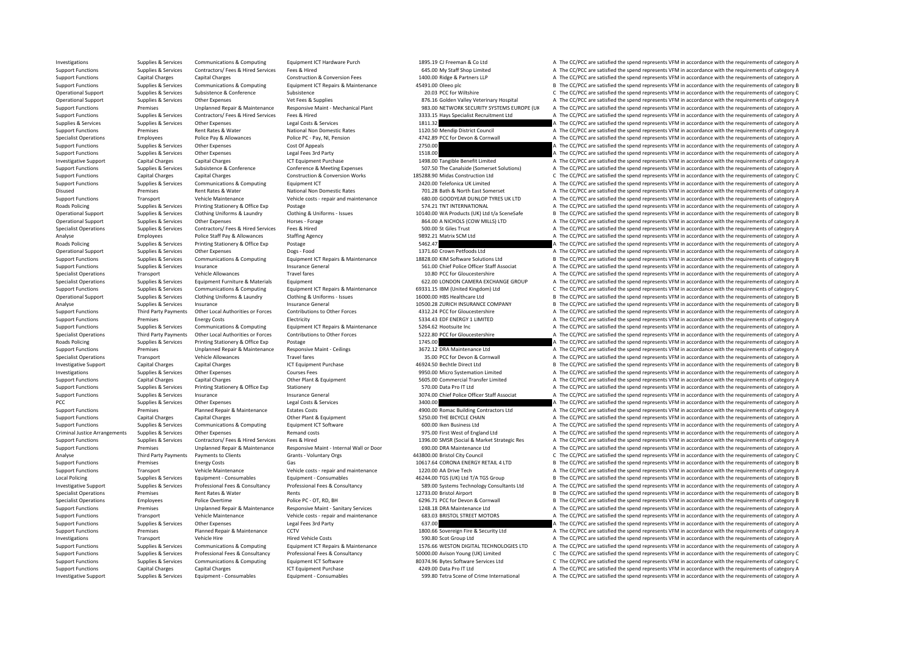| | | | | | | |
|---|---|---|---|---|---|---|
| Investigations | Supplies & Services | Communications & Computing | Equipment ICT Hardware Purch | 1895.19 | CJ Freeman & Co Ltd | A The CC/PCC are satisfied the spend represents VFM in accordance with the requirements of category A |
| Support Functions | Supplies & Services | Contractors/ Fees & Hired Services | Fees & Hired | 645.00 | My Staff Shop Limited | A The CC/PCC are satisfied the spend represents VFM in accordance with the requirements of category A |
| Support Functions | Capital Charges | Capital Charges | Construction & Conversion Fees | 1400.00 | Ridge & Partners LLP | A The CC/PCC are satisfied the spend represents VFM in accordance with the requirements of category A |
| Support Functions | Supplies & Services | Communications & Computing | Equipment ICT Repairs & Maintenance | 45491.00 | Oleeo plc | B The CC/PCC are satisfied the spend represents VFM in accordance with the requirements of category B |
| Operational Support | Supplies & Services | Subsistence & Conference | Subsistence | 20.03 | PCC for Wiltshire | C The CC/PCC are satisfied the spend represents VFM in accordance with the requirements of category C |
| Operational Support | Supplies & Services | Other Expenses | Vet Fees & Supplies | 876.16 | Golden Valley Veterinary Hospital | A The CC/PCC are satisfied the spend represents VFM in accordance with the requirements of category A |
| Support Functions | Premises | Unplanned Repair & Maintenance | Responsive Maint - Mechanical Plant | 983.00 | NETWORK SECURITY SYSTEMS EUROPE (UK | A The CC/PCC are satisfied the spend represents VFM in accordance with the requirements of category A |
| Support Functions | Supplies & Services | Contractors/ Fees & Hired Services | Fees & Hired | 3333.15 | Hays Specialist Recruitment Ltd | A The CC/PCC are satisfied the spend represents VFM in accordance with the requirements of category A |
| Supplies & Services | Supplies & Services | Other Expenses | Legal Costs & Services | 1811.32 | | A The CC/PCC are satisfied the spend represents VFM in accordance with the requirements of category A |
| Support Functions | Premises | Rent Rates & Water | National Non Domestic Rates | 1120.50 | Mendip District Council | A The CC/PCC are satisfied the spend represents VFM in accordance with the requirements of category A |
| Specialist Operations | Employees | Police Pay & Allowances | Police PC - Pay, NI, Pension | 4742.89 | PCC for Devon & Cornwall | A The CC/PCC are satisfied the spend represents VFM in accordance with the requirements of category A |
| Support Functions | Supplies & Services | Other Expenses | Cost Of Appeals | 2750.00 | | A The CC/PCC are satisfied the spend represents VFM in accordance with the requirements of category A |
| Support Functions | Supplies & Services | Other Expenses | Legal Fees 3rd Party | 1518.00 | | A The CC/PCC are satisfied the spend represents VFM in accordance with the requirements of category A |
| Investigative Support | Capital Charges | Capital Charges | ICT Equipment Purchase | 1498.00 | Tangible Benefit Limited | A The CC/PCC are satisfied the spend represents VFM in accordance with the requirements of category A |
| Support Functions | Supplies & Services | Subsistence & Conference | Conference & Meeting Expenses | 507.50 | The Canalside (Somerset Solutions) | A The CC/PCC are satisfied the spend represents VFM in accordance with the requirements of category A |
| Support Functions | Capital Charges | Capital Charges | Construction & Conversion Works | 185288.90 | Midas Construction Ltd | C The CC/PCC are satisfied the spend represents VFM in accordance with the requirements of category C |
| Support Functions | Supplies & Services | Communications & Computing | Equipment ICT | 2420.00 | Telefonica UK Limited | A The CC/PCC are satisfied the spend represents VFM in accordance with the requirements of category A |
| Disused | Premises | Rent Rates & Water | National Non Domestic Rates | 701.28 | Bath & North East Somerset | A The CC/PCC are satisfied the spend represents VFM in accordance with the requirements of category A |
| Support Functions | Transport | Vehicle Maintenance | Vehicle costs - repair and maintenance | 680.00 | GOODYEAR DUNLOP TYRES UK LTD | A The CC/PCC are satisfied the spend represents VFM in accordance with the requirements of category A |
| Roads Policing | Supplies & Services | Printing Stationery & Office Exp | Postage | 574.21 | TNT INTERNATIONAL | A The CC/PCC are satisfied the spend represents VFM in accordance with the requirements of category A |
| Operational Support | Supplies & Services | Clothing Uniforms & Laundry | Clothing & Uniforms - Issues | 10140.00 | WA Products (UK) Ltd t/a SceneSafe | B The CC/PCC are satisfied the spend represents VFM in accordance with the requirements of category B |
| Operational Support | Supplies & Services | Other Expenses | Horses - Forage | 864.00 | A NICHOLS (COW MILLS) LTD | A The CC/PCC are satisfied the spend represents VFM in accordance with the requirements of category A |
| Specialist Operations | Supplies & Services | Contractors/ Fees & Hired Services | Fees & Hired | 500.00 | St Giles Trust | A The CC/PCC are satisfied the spend represents VFM in accordance with the requirements of category A |
| Analyse | Employees | Police Staff Pay & Allowances | Staffing Agency | 9892.21 | Matrix SCM Ltd | A The CC/PCC are satisfied the spend represents VFM in accordance with the requirements of category A |
| Roads Policing | Supplies & Services | Printing Stationery & Office Exp | Postage | 5462.47 | | A The CC/PCC are satisfied the spend represents VFM in accordance with the requirements of category A |
| Operational Support | Supplies & Services | Other Expenses | Dogs - Food | 1371.60 | Crown Petfoods Ltd | A The CC/PCC are satisfied the spend represents VFM in accordance with the requirements of category A |
| Support Functions | Supplies & Services | Communications & Computing | Equipment ICT Repairs & Maintenance | 18828.00 | KIM Software Solutions Ltd | B The CC/PCC are satisfied the spend represents VFM in accordance with the requirements of category B |
| Support Functions | Supplies & Services | Insurance | Insurance General | 561.00 | Chief Police Officer Staff Associat | A The CC/PCC are satisfied the spend represents VFM in accordance with the requirements of category A |
| Specialist Operations | Transport | Vehicle Allowances | Travel fares | 10.80 | PCC for Gloucestershire | A The CC/PCC are satisfied the spend represents VFM in accordance with the requirements of category A |
| Specialist Operations | Supplies & Services | Equipment Furniture & Materials | Equipment | 622.00 | LONDON CAMERA EXCHANGE GROUP | A The CC/PCC are satisfied the spend represents VFM in accordance with the requirements of category A |
| Support Functions | Supplies & Services | Communications & Computing | Equipment ICT Repairs & Maintenance | 69331.15 | IBM (United Kingdom) Ltd | C The CC/PCC are satisfied the spend represents VFM in accordance with the requirements of category C |
| Operational Support | Supplies & Services | Clothing Uniforms & Laundry | Clothing & Uniforms - Issues | 16000.00 | HBS Healthcare Ltd | B The CC/PCC are satisfied the spend represents VFM in accordance with the requirements of category B |
| Analyse | Supplies & Services | Insurance | Insurance General | 10500.28 | ZURICH INSURANCE COMPANY | B The CC/PCC are satisfied the spend represents VFM in accordance with the requirements of category B |
| Support Functions | Third Party Payments | Other Local Authorities or Forces | Contributions to Other Forces | 4312.24 | PCC for Gloucestershire | A The CC/PCC are satisfied the spend represents VFM in accordance with the requirements of category A |
| Support Functions | Premises | Energy Costs | Electricity | 5334.43 | EDF ENERGY 1 LIMITED | A The CC/PCC are satisfied the spend represents VFM in accordance with the requirements of category A |
| Support Functions | Supplies & Services | Communications & Computing | Equipment ICT Repairs & Maintenance | 5264.62 | Hootsuite Inc | A The CC/PCC are satisfied the spend represents VFM in accordance with the requirements of category A |
| Specialist Operations | Third Party Payments | Other Local Authorities or Forces | Contributions to Other Forces | 5222.80 | PCC for Gloucestershire | A The CC/PCC are satisfied the spend represents VFM in accordance with the requirements of category A |
| Roads Policing | Supplies & Services | Printing Stationery & Office Exp | Postage | 1745.00 | | A The CC/PCC are satisfied the spend represents VFM in accordance with the requirements of category A |
| Support Functions | Premises | Unplanned Repair & Maintenance | Responsive Maint - Ceilings | 3672.12 | DRA Maintenance Ltd | A The CC/PCC are satisfied the spend represents VFM in accordance with the requirements of category A |
| Specialist Operations | Transport | Vehicle Allowances | Travel fares | 35.00 | PCC for Devon & Cornwall | A The CC/PCC are satisfied the spend represents VFM in accordance with the requirements of category A |
| Investigative Support | Capital Charges | Capital Charges | ICT Equipment Purchase | 46924.50 | Bechtle Direct Ltd | B The CC/PCC are satisfied the spend represents VFM in accordance with the requirements of category B |
| Investigations | Supplies & Services | Other Expenses | Courses Fees | 9950.00 | Micro Systemation Limited | A The CC/PCC are satisfied the spend represents VFM in accordance with the requirements of category A |
| Support Functions | Capital Charges | Capital Charges | Other Plant & Equipment | 5605.00 | Commercial Transfer Limited | A The CC/PCC are satisfied the spend represents VFM in accordance with the requirements of category A |
| Support Functions | Supplies & Services | Printing Stationery & Office Exp | Stationery | 570.00 | Data Pro IT Ltd | A The CC/PCC are satisfied the spend represents VFM in accordance with the requirements of category A |
| Support Functions | Supplies & Services | Insurance | Insurance General | 3074.00 | Chief Police Officer Staff Associat | A The CC/PCC are satisfied the spend represents VFM in accordance with the requirements of category A |
| PCC | Supplies & Services | Other Expenses | Legal Costs & Services | 3400.00 | | A The CC/PCC are satisfied the spend represents VFM in accordance with the requirements of category A |
| Support Functions | Premises | Planned Repair & Maintenance | Estates Costs | 4900.00 | Romac Building Contractors Ltd | A The CC/PCC are satisfied the spend represents VFM in accordance with the requirements of category A |
| Support Functions | Capital Charges | Capital Charges | Other Plant & Equipment | 5250.00 | THE BICYCLE CHAIN | A The CC/PCC are satisfied the spend represents VFM in accordance with the requirements of category A |
| Support Functions | Supplies & Services | Communications & Computing | Equipment ICT Software | 600.00 | Iken Business Ltd | A The CC/PCC are satisfied the spend represents VFM in accordance with the requirements of category A |
| Criminal Justice Arrangements | Supplies & Services | Other Expenses | Remand costs | 975.00 | First West of England Ltd | A The CC/PCC are satisfied the spend represents VFM in accordance with the requirements of category A |
| Support Functions | Supplies & Services | Contractors/ Fees & Hired Services | Fees & Hired | 1396.00 | SMSR (Social & Market Strategic Res | A The CC/PCC are satisfied the spend represents VFM in accordance with the requirements of category A |
| Support Functions | Premises | Unplanned Repair & Maintenance | Responsive Maint - Internal Wall or Door | 690.00 | DRA Maintenance Ltd | A The CC/PCC are satisfied the spend represents VFM in accordance with the requirements of category A |
| Analyse | Third Party Payments | Payments to Clients | Grants - Voluntary Orgs | 443800.00 | Bristol City Council | C The CC/PCC are satisfied the spend represents VFM in accordance with the requirements of category C |
| Support Functions | Premises | Energy Costs | Gas | 10617.64 | CORONA ENERGY RETAIL 4 LTD | B The CC/PCC are satisfied the spend represents VFM in accordance with the requirements of category B |
| Support Functions | Transport | Vehicle Maintenance | Vehicle costs - repair and maintenance | 1220.00 | AA Drive Tech | A The CC/PCC are satisfied the spend represents VFM in accordance with the requirements of category A |
| Local Policing | Supplies & Services | Equipment - Consumables | Equipment - Consumables | 46244.00 | TGS (UK) Ltd T/A TGS Group | B The CC/PCC are satisfied the spend represents VFM in accordance with the requirements of category B |
| Investigative Support | Supplies & Services | Professional Fees & Consultancy | Professional Fees & Consultancy | 589.00 | Systems Technology Consultants Ltd | A The CC/PCC are satisfied the spend represents VFM in accordance with the requirements of category A |
| Specialist Operations | Premises | Rent Rates & Water | Rents | 12733.00 | Bristol Airport | B The CC/PCC are satisfied the spend represents VFM in accordance with the requirements of category B |
| Specialist Operations | Employees | Police Overtime | Police PC - OT, RD, BH | 6296.71 | PCC for Devon & Cornwall | B The CC/PCC are satisfied the spend represents VFM in accordance with the requirements of category B |
| Support Functions | Premises | Unplanned Repair & Maintenance | Responsive Maint - Sanitary Services | 1248.18 | DRA Maintenance Ltd | A The CC/PCC are satisfied the spend represents VFM in accordance with the requirements of category A |
| Support Functions | Transport | Vehicle Maintenance | Vehicle costs - repair and maintenance | 683.03 | BRISTOL STREET MOTORS | A The CC/PCC are satisfied the spend represents VFM in accordance with the requirements of category A |
| Support Functions | Supplies & Services | Other Expenses | Legal Fees 3rd Party | 637.00 | | A The CC/PCC are satisfied the spend represents VFM in accordance with the requirements of category A |
| Support Functions | Premises | Planned Repair & Maintenance | CCTV | 1800.66 | Sovereign Fire & Security Ltd | A The CC/PCC are satisfied the spend represents VFM in accordance with the requirements of category A |
| Investigations | Transport | Vehicle Hire | Hired Vehicle Costs | 590.80 | Scot Group Ltd | A The CC/PCC are satisfied the spend represents VFM in accordance with the requirements of category A |
| Support Functions | Supplies & Services | Communications & Computing | Equipment ICT Repairs & Maintenance | 1576.66 | WESTON DIGITAL TECHNOLOGIES LTD | A The CC/PCC are satisfied the spend represents VFM in accordance with the requirements of category A |
| Support Functions | Supplies & Services | Professional Fees & Consultancy | Professional Fees & Consultancy | 50000.00 | Avison Young (UK) Limited | C The CC/PCC are satisfied the spend represents VFM in accordance with the requirements of category C |
| Support Functions | Supplies & Services | Communications & Computing | Equipment ICT Software | 80374.96 | Bytes Software Services Ltd | C The CC/PCC are satisfied the spend represents VFM in accordance with the requirements of category C |
| Support Functions | Capital Charges | Capital Charges | ICT Equipment Purchase | 4249.00 | Data Pro IT Ltd | A The CC/PCC are satisfied the spend represents VFM in accordance with the requirements of category A |
| Investigative Support | Supplies & Services | Equipment - Consumables | Equipment - Consumables | 599.80 | Tetra Scene of Crime International | A The CC/PCC are satisfied the spend represents VFM in accordance with the requirements of category A |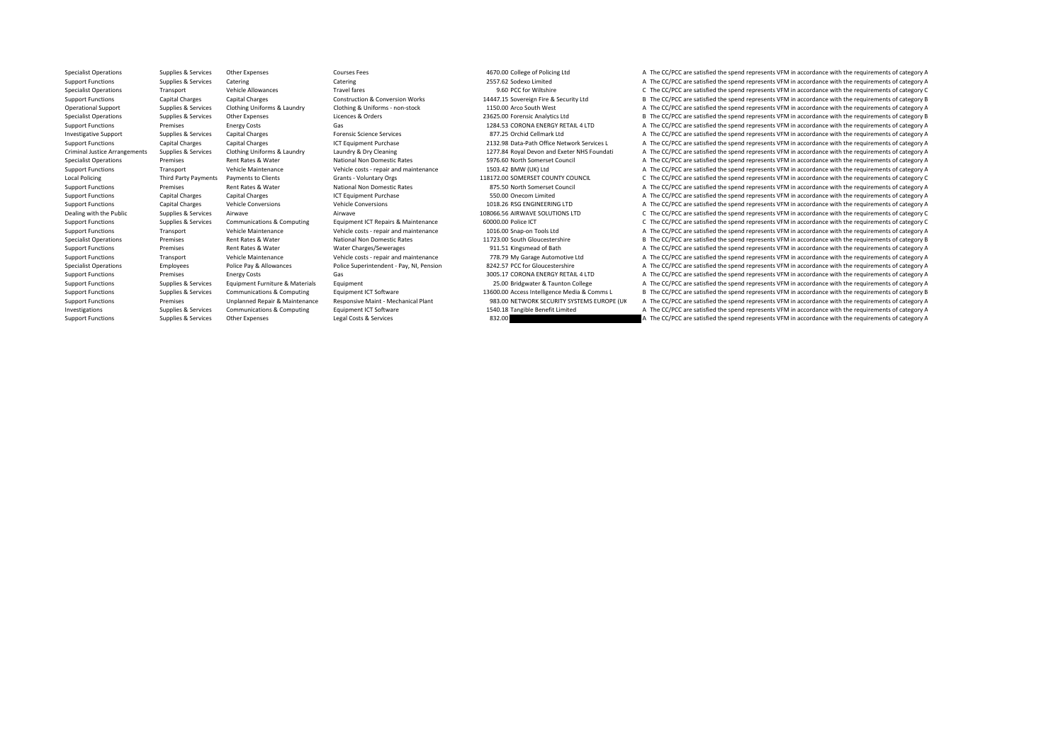| | | | | | | | |
|---|---|---|---|---|---|---|---|
| Specialist Operations | Supplies & Services | Other Expenses | Courses Fees | 4670.00 | College of Policing Ltd | A | The CC/PCC are satisfied the spend represents VFM in accordance with the requirements of category A |
| Support Functions | Supplies & Services | Catering | Catering | 2557.62 | Sodexo Limited | A | The CC/PCC are satisfied the spend represents VFM in accordance with the requirements of category A |
| Specialist Operations | Transport | Vehicle Allowances | Travel fares | 9.60 | PCC for Wiltshire | C | The CC/PCC are satisfied the spend represents VFM in accordance with the requirements of category C |
| Support Functions | Capital Charges | Capital Charges | Construction & Conversion Works | 14447.15 | Sovereign Fire & Security Ltd | B | The CC/PCC are satisfied the spend represents VFM in accordance with the requirements of category B |
| Operational Support | Supplies & Services | Clothing Uniforms & Laundry | Clothing & Uniforms - non-stock | 1150.00 | Arco South West | A | The CC/PCC are satisfied the spend represents VFM in accordance with the requirements of category A |
| Specialist Operations | Supplies & Services | Other Expenses | Licences & Orders | 23625.00 | Forensic Analytics Ltd | B | The CC/PCC are satisfied the spend represents VFM in accordance with the requirements of category B |
| Support Functions | Premises | Energy Costs | Gas | 1284.53 | CORONA ENERGY RETAIL 4 LTD | A | The CC/PCC are satisfied the spend represents VFM in accordance with the requirements of category A |
| Investigative Support | Supplies & Services | Capital Charges | Forensic Science Services | 877.25 | Orchid Cellmark Ltd | A | The CC/PCC are satisfied the spend represents VFM in accordance with the requirements of category A |
| Support Functions | Capital Charges | Capital Charges | ICT Equipment Purchase | 2132.98 | Data-Path Office Network Services L | A | The CC/PCC are satisfied the spend represents VFM in accordance with the requirements of category A |
| Criminal Justice Arrangements | Supplies & Services | Clothing Uniforms & Laundry | Laundry & Dry Cleaning | 1277.84 | Royal Devon and Exeter NHS Foundati | A | The CC/PCC are satisfied the spend represents VFM in accordance with the requirements of category A |
| Specialist Operations | Premises | Rent Rates & Water | National Non Domestic Rates | 5976.60 | North Somerset Council | A | The CC/PCC are satisfied the spend represents VFM in accordance with the requirements of category A |
| Support Functions | Transport | Vehicle Maintenance | Vehicle costs - repair and maintenance | 1503.42 | BMW (UK) Ltd | A | The CC/PCC are satisfied the spend represents VFM in accordance with the requirements of category A |
| Local Policing | Third Party Payments | Payments to Clients | Grants - Voluntary Orgs | 118172.00 | SOMERSET COUNTY COUNCIL | C | The CC/PCC are satisfied the spend represents VFM in accordance with the requirements of category C |
| Support Functions | Premises | Rent Rates & Water | National Non Domestic Rates | 875.50 | North Somerset Council | A | The CC/PCC are satisfied the spend represents VFM in accordance with the requirements of category A |
| Support Functions | Capital Charges | Capital Charges | ICT Equipment Purchase | 550.00 | Onecom Limited | A | The CC/PCC are satisfied the spend represents VFM in accordance with the requirements of category A |
| Support Functions | Capital Charges | Vehicle Conversions | Vehicle Conversions | 1018.26 | RSG ENGINEERING LTD | A | The CC/PCC are satisfied the spend represents VFM in accordance with the requirements of category A |
| Dealing with the Public | Supplies & Services | Airwave | Airwave | 108066.56 | AIRWAVE SOLUTIONS LTD | C | The CC/PCC are satisfied the spend represents VFM in accordance with the requirements of category C |
| Support Functions | Supplies & Services | Communications & Computing | Equipment ICT Repairs & Maintenance | 60000.00 | Police ICT | C | The CC/PCC are satisfied the spend represents VFM in accordance with the requirements of category C |
| Support Functions | Transport | Vehicle Maintenance | Vehicle costs - repair and maintenance | 1016.00 | Snap-on Tools Ltd | A | The CC/PCC are satisfied the spend represents VFM in accordance with the requirements of category A |
| Specialist Operations | Premises | Rent Rates & Water | National Non Domestic Rates | 11723.00 | South Gloucestershire | B | The CC/PCC are satisfied the spend represents VFM in accordance with the requirements of category B |
| Support Functions | Premises | Rent Rates & Water | Water Charges/Sewerages | 911.51 | Kingsmead of Bath | A | The CC/PCC are satisfied the spend represents VFM in accordance with the requirements of category A |
| Support Functions | Transport | Vehicle Maintenance | Vehicle costs - repair and maintenance | 778.79 | My Garage Automotive Ltd | A | The CC/PCC are satisfied the spend represents VFM in accordance with the requirements of category A |
| Specialist Operations | Employees | Police Pay & Allowances | Police Superintendent - Pay, NI, Pension | 8242.57 | PCC for Gloucestershire | A | The CC/PCC are satisfied the spend represents VFM in accordance with the requirements of category A |
| Support Functions | Premises | Energy Costs | Gas | 3005.17 | CORONA ENERGY RETAIL 4 LTD | A | The CC/PCC are satisfied the spend represents VFM in accordance with the requirements of category A |
| Support Functions | Supplies & Services | Equipment Furniture & Materials | Equipment | 25.00 | Bridgwater & Taunton College | A | The CC/PCC are satisfied the spend represents VFM in accordance with the requirements of category A |
| Support Functions | Supplies & Services | Communications & Computing | Equipment ICT Software | 13600.00 | Access Intelligence Media & Comms L | B | The CC/PCC are satisfied the spend represents VFM in accordance with the requirements of category B |
| Support Functions | Premises | Unplanned Repair & Maintenance | Responsive Maint - Mechanical Plant | 983.00 | NETWORK SECURITY SYSTEMS EUROPE (UK | A | The CC/PCC are satisfied the spend represents VFM in accordance with the requirements of category A |
| Investigations | Supplies & Services | Communications & Computing | Equipment ICT Software | 1540.18 | Tangible Benefit Limited | A | The CC/PCC are satisfied the spend represents VFM in accordance with the requirements of category A |
| Support Functions | Supplies & Services | Other Expenses | Legal Costs & Services | 832.00 | | A | The CC/PCC are satisfied the spend represents VFM in accordance with the requirements of category A |